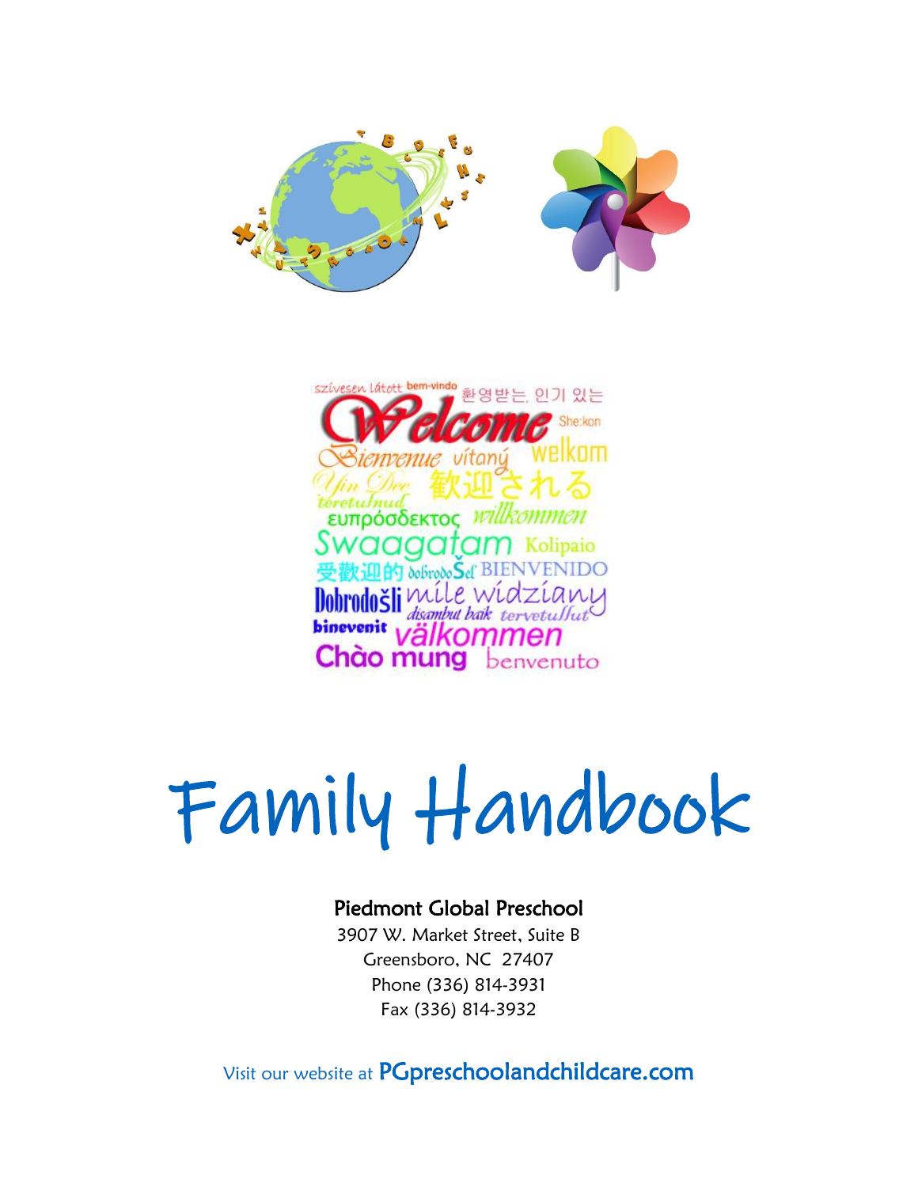# Family Handbook

**Piedmont Global Preschool**

3907 W. Market Street, Suite B
Greensboro, NC 27407
Phone (336) 814-3931
Fax (336) 814-3932

Visit our website at **PGpreschoolandchildcare.com**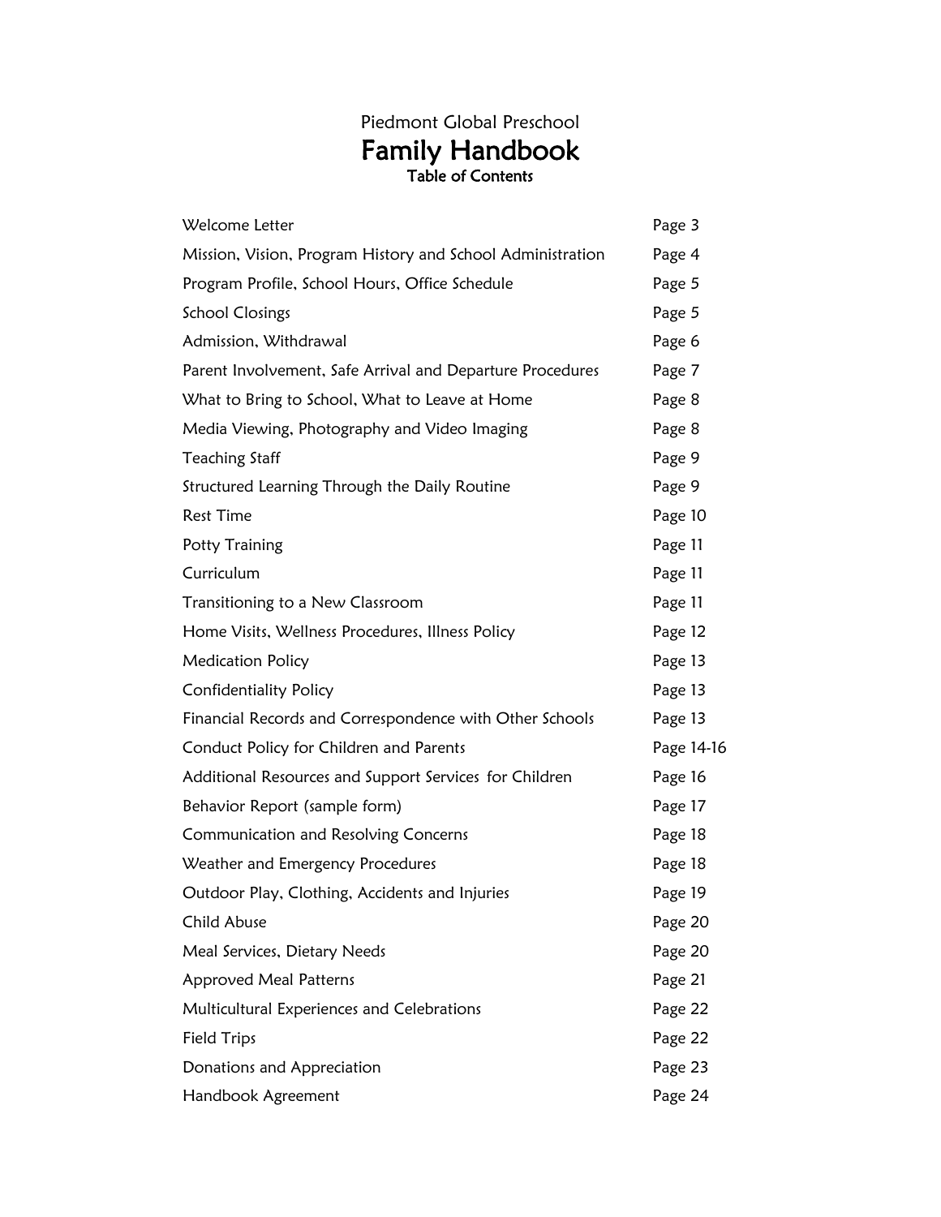Piedmont Global Preschool

# Family Handbook

## Table of Contents

| | |
|---|---|
| Welcome Letter | Page 3 |
| Mission, Vision, Program History and School Administration | Page 4 |
| Program Profile, School Hours, Office Schedule | Page 5 |
| School Closings | Page 5 |
| Admission, Withdrawal | Page 6 |
| Parent Involvement, Safe Arrival and Departure Procedures | Page 7 |
| What to Bring to School, What to Leave at Home | Page 8 |
| Media Viewing, Photography and Video Imaging | Page 8 |
| Teaching Staff | Page 9 |
| Structured Learning Through the Daily Routine | Page 9 |
| Rest Time | Page 10 |
| Potty Training | Page 11 |
| Curriculum | Page 11 |
| Transitioning to a New Classroom | Page 11 |
| Home Visits, Wellness Procedures, Illness Policy | Page 12 |
| Medication Policy | Page 13 |
| Confidentiality Policy | Page 13 |
| Financial Records and Correspondence with Other Schools | Page 13 |
| Conduct Policy for Children and Parents | Page 14-16 |
| Additional Resources and Support Services for Children | Page 16 |
| Behavior Report (sample form) | Page 17 |
| Communication and Resolving Concerns | Page 18 |
| Weather and Emergency Procedures | Page 18 |
| Outdoor Play, Clothing, Accidents and Injuries | Page 19 |
| Child Abuse | Page 20 |
| Meal Services, Dietary Needs | Page 20 |
| Approved Meal Patterns | Page 21 |
| Multicultural Experiences and Celebrations | Page 22 |
| Field Trips | Page 22 |
| Donations and Appreciation | Page 23 |
| Handbook Agreement | Page 24 |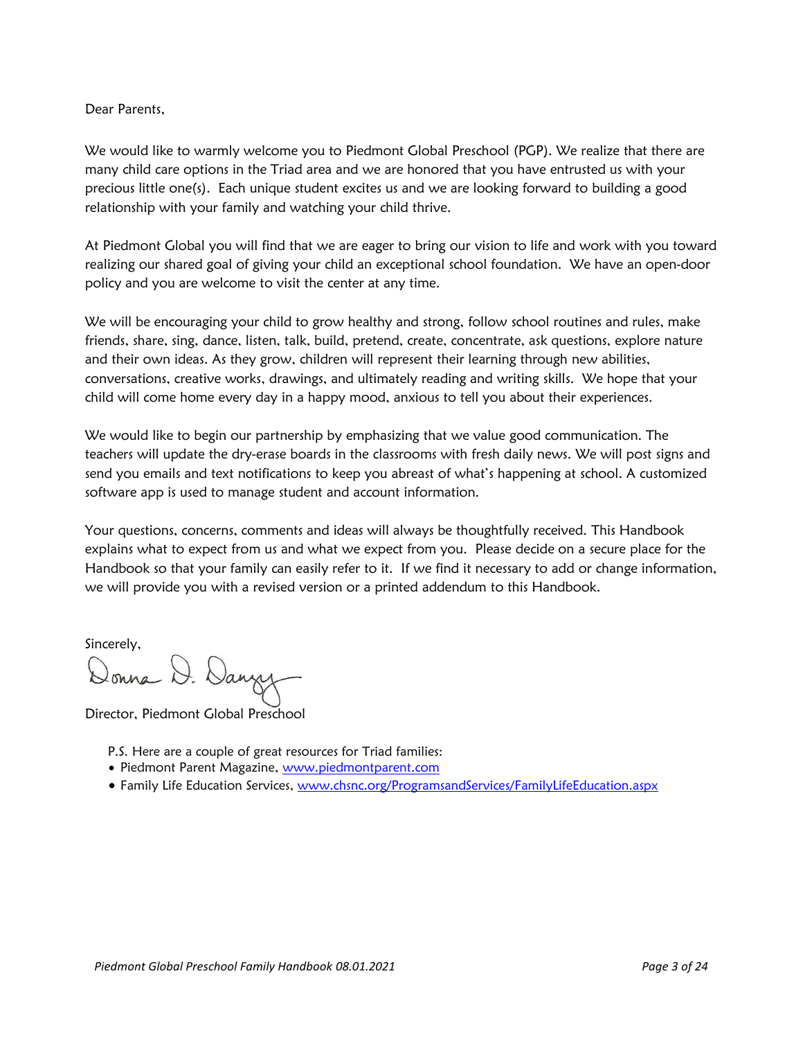Dear Parents,

We would like to warmly welcome you to Piedmont Global Preschool (PGP). We realize that there are many child care options in the Triad area and we are honored that you have entrusted us with your precious little one(s). Each unique student excites us and we are looking forward to building a good relationship with your family and watching your child thrive.

At Piedmont Global you will find that we are eager to bring our vision to life and work with you toward realizing our shared goal of giving your child an exceptional school foundation. We have an open-door policy and you are welcome to visit the center at any time.

We will be encouraging your child to grow healthy and strong, follow school routines and rules, make friends, share, sing, dance, listen, talk, build, pretend, create, concentrate, ask questions, explore nature and their own ideas. As they grow, children will represent their learning through new abilities, conversations, creative works, drawings, and ultimately reading and writing skills. We hope that your child will come home every day in a happy mood, anxious to tell you about their experiences.

We would like to begin our partnership by emphasizing that we value good communication. The teachers will update the dry-erase boards in the classrooms with fresh daily news. We will post signs and send you emails and text notifications to keep you abreast of what's happening at school. A customized software app is used to manage student and account information.

Your questions, concerns, comments and ideas will always be thoughtfully received. This Handbook explains what to expect from us and what we expect from you. Please decide on a secure place for the Handbook so that your family can easily refer to it. If we find it necessary to add or change information, we will provide you with a revised version or a printed addendum to this Handbook.

Sincerely,

Donna D. Danzy

Director, Piedmont Global Preschool

P.S. Here are a couple of great resources for Triad families:

- Piedmont Parent Magazine, [www.piedmontparent.com](http://www.piedmontparent.com)
- Family Life Education Services, [www.chsnc.org/ProgramsandServices/FamilyLifeEducation.aspx](http://www.chsnc.org/ProgramsandServices/FamilyLifeEducation.aspx)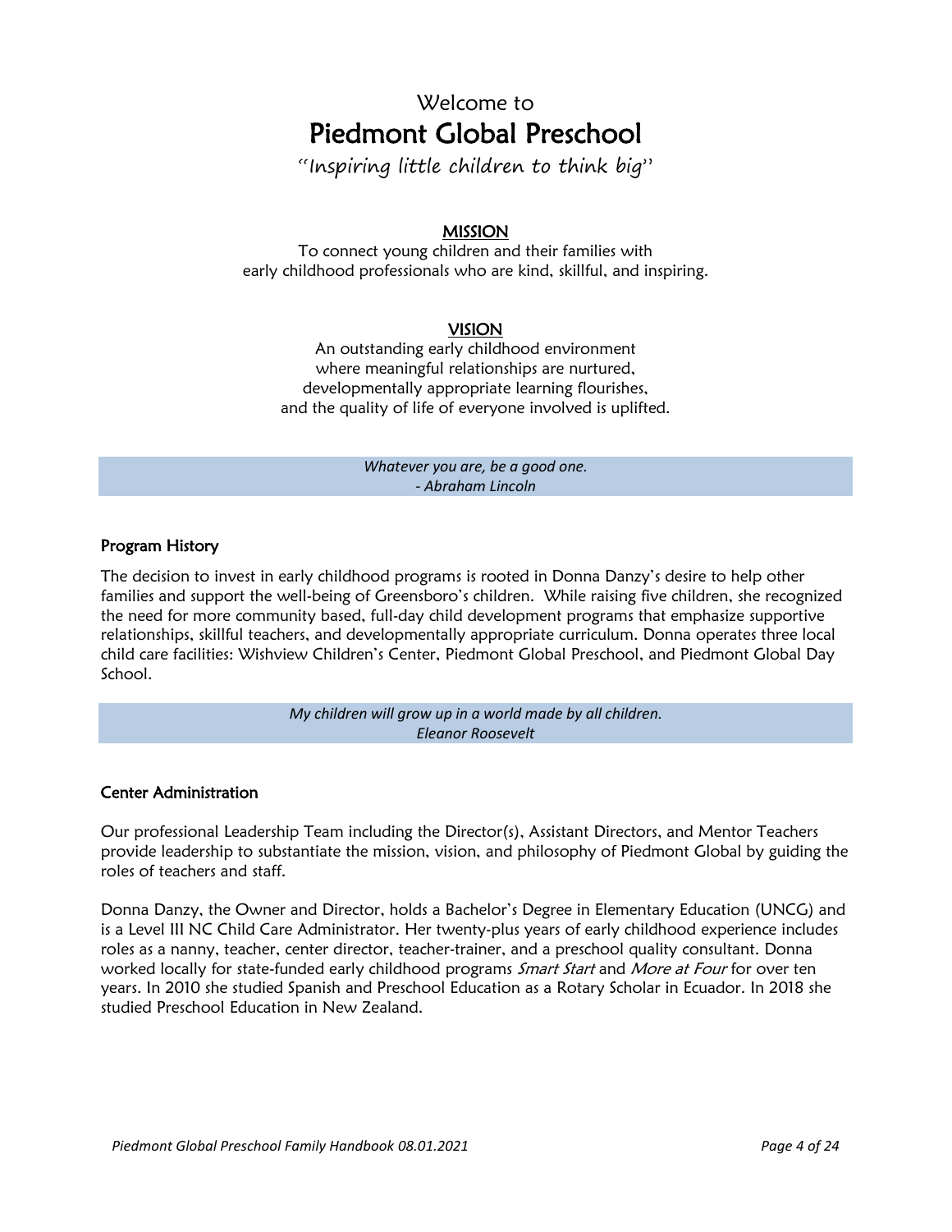# Welcome to
# Piedmont Global Preschool

"Inspiring little children to think big"

## MISSION

To connect young children and their families with
early childhood professionals who are kind, skillful, and inspiring.

## VISION

An outstanding early childhood environment
where meaningful relationships are nurtured,
developmentally appropriate learning flourishes,
and the quality of life of everyone involved is uplifted.

> *Whatever you are, be a good one.*
> *- Abraham Lincoln*

### Program History

The decision to invest in early childhood programs is rooted in Donna Danzy's desire to help other families and support the well-being of Greensboro's children. While raising five children, she recognized the need for more community based, full-day child development programs that emphasize supportive relationships, skillful teachers, and developmentally appropriate curriculum. Donna operates three local child care facilities: Wishview Children's Center, Piedmont Global Preschool, and Piedmont Global Day School.

> *My children will grow up in a world made by all children.*
> *Eleanor Roosevelt*

### Center Administration

Our professional Leadership Team including the Director(s), Assistant Directors, and Mentor Teachers provide leadership to substantiate the mission, vision, and philosophy of Piedmont Global by guiding the roles of teachers and staff.

Donna Danzy, the Owner and Director, holds a Bachelor's Degree in Elementary Education (UNCG) and is a Level III NC Child Care Administrator. Her twenty-plus years of early childhood experience includes roles as a nanny, teacher, center director, teacher-trainer, and a preschool quality consultant. Donna worked locally for state-funded early childhood programs *Smart Start* and *More at Four* for over ten years. In 2010 she studied Spanish and Preschool Education as a Rotary Scholar in Ecuador. In 2018 she studied Preschool Education in New Zealand.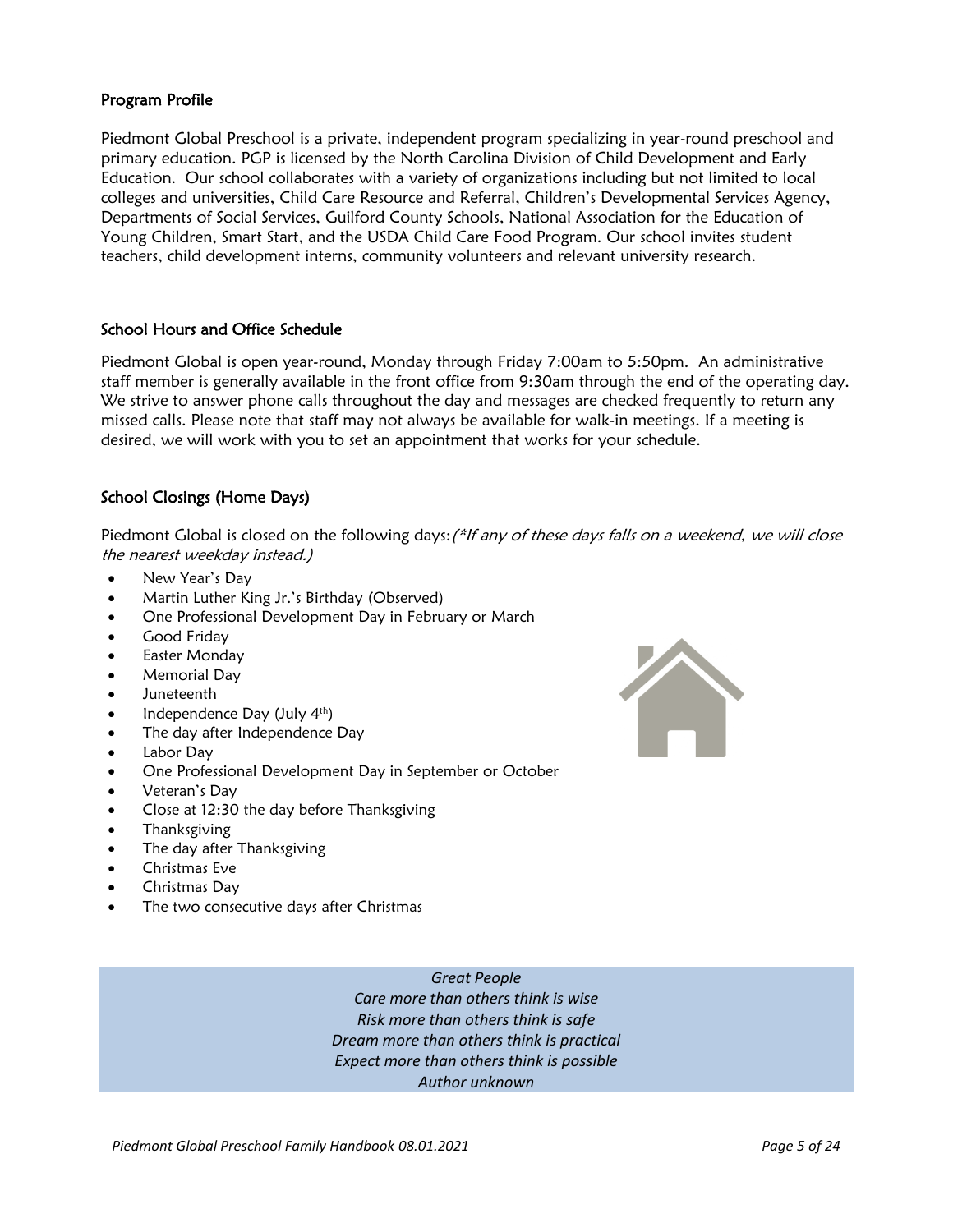### Program Profile

Piedmont Global Preschool is a private, independent program specializing in year-round preschool and primary education. PGP is licensed by the North Carolina Division of Child Development and Early Education. Our school collaborates with a variety of organizations including but not limited to local colleges and universities, Child Care Resource and Referral, Children's Developmental Services Agency, Departments of Social Services, Guilford County Schools, National Association for the Education of Young Children, Smart Start, and the USDA Child Care Food Program. Our school invites student teachers, child development interns, community volunteers and relevant university research.

### School Hours and Office Schedule

Piedmont Global is open year-round, Monday through Friday 7:00am to 5:50pm. An administrative staff member is generally available in the front office from 9:30am through the end of the operating day. We strive to answer phone calls throughout the day and messages are checked frequently to return any missed calls. Please note that staff may not always be available for walk-in meetings. If a meeting is desired, we will work with you to set an appointment that works for your schedule.

### School Closings (Home Days)

Piedmont Global is closed on the following days: *(\*If any of these days falls on a weekend, we will close the nearest weekday instead.)*

- New Year's Day
- Martin Luther King Jr.'s Birthday (Observed)
- One Professional Development Day in February or March
- Good Friday
- Easter Monday
- Memorial Day
- Juneteenth
- Independence Day (July 4th)
- The day after Independence Day
- Labor Day
- One Professional Development Day in September or October
- Veteran's Day
- Close at 12:30 the day before Thanksgiving
- Thanksgiving
- The day after Thanksgiving
- Christmas Eve
- Christmas Day
- The two consecutive days after Christmas

*Great People*
*Care more than others think is wise*
*Risk more than others think is safe*
*Dream more than others think is practical*
*Expect more than others think is possible*
*Author unknown*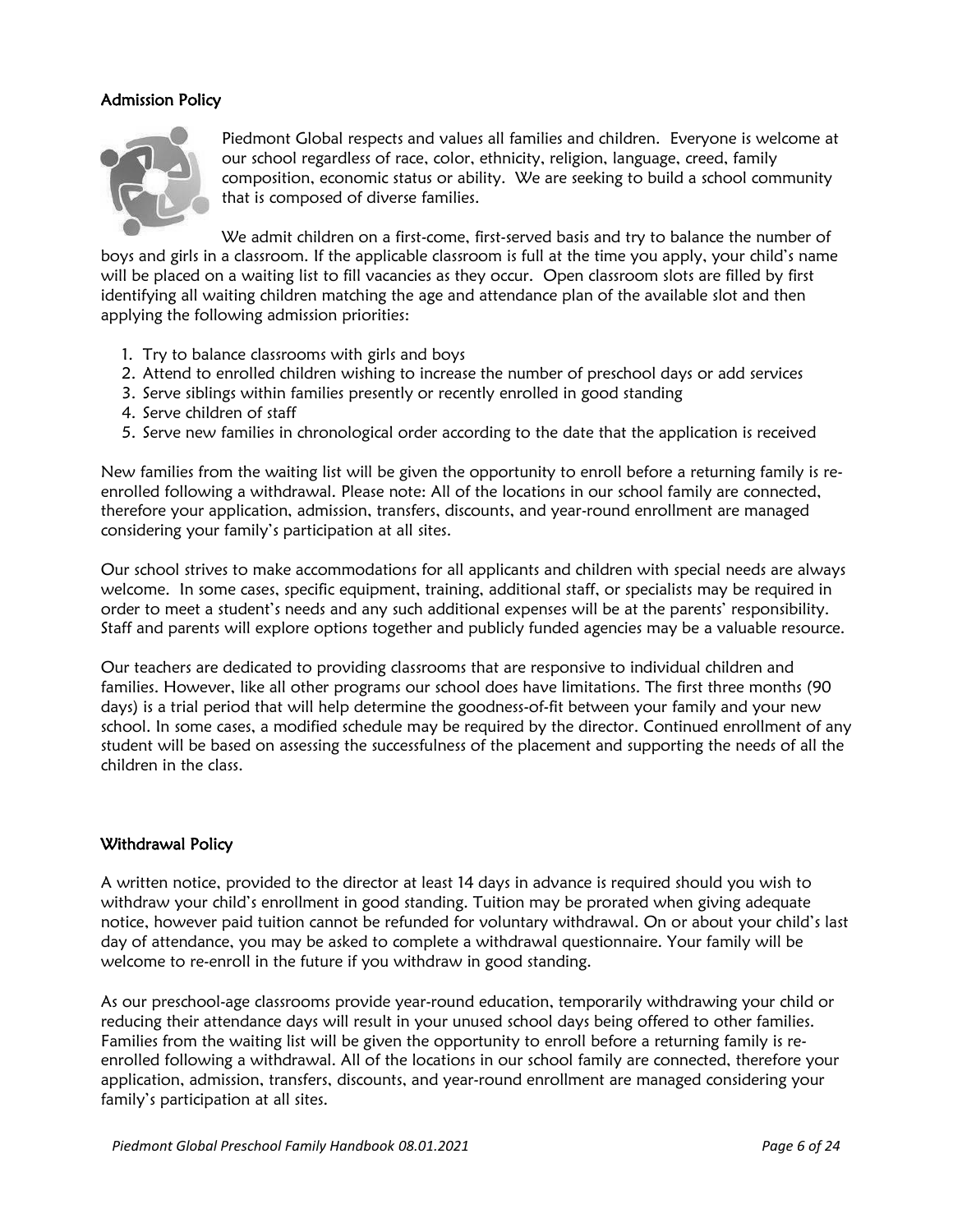## Admission Policy

Piedmont Global respects and values all families and children. Everyone is welcome at our school regardless of race, color, ethnicity, religion, language, creed, family composition, economic status or ability. We are seeking to build a school community that is composed of diverse families.

We admit children on a first-come, first-served basis and try to balance the number of boys and girls in a classroom. If the applicable classroom is full at the time you apply, your child's name will be placed on a waiting list to fill vacancies as they occur. Open classroom slots are filled by first identifying all waiting children matching the age and attendance plan of the available slot and then applying the following admission priorities:

1. Try to balance classrooms with girls and boys
2. Attend to enrolled children wishing to increase the number of preschool days or add services
3. Serve siblings within families presently or recently enrolled in good standing
4. Serve children of staff
5. Serve new families in chronological order according to the date that the application is received

New families from the waiting list will be given the opportunity to enroll before a returning family is re-enrolled following a withdrawal. Please note: All of the locations in our school family are connected, therefore your application, admission, transfers, discounts, and year-round enrollment are managed considering your family's participation at all sites.

Our school strives to make accommodations for all applicants and children with special needs are always welcome. In some cases, specific equipment, training, additional staff, or specialists may be required in order to meet a student's needs and any such additional expenses will be at the parents' responsibility. Staff and parents will explore options together and publicly funded agencies may be a valuable resource.

Our teachers are dedicated to providing classrooms that are responsive to individual children and families. However, like all other programs our school does have limitations. The first three months (90 days) is a trial period that will help determine the goodness-of-fit between your family and your new school. In some cases, a modified schedule may be required by the director. Continued enrollment of any student will be based on assessing the successfulness of the placement and supporting the needs of all the children in the class.

## Withdrawal Policy

A written notice, provided to the director at least 14 days in advance is required should you wish to withdraw your child's enrollment in good standing. Tuition may be prorated when giving adequate notice, however paid tuition cannot be refunded for voluntary withdrawal. On or about your child's last day of attendance, you may be asked to complete a withdrawal questionnaire. Your family will be welcome to re-enroll in the future if you withdraw in good standing.

As our preschool-age classrooms provide year-round education, temporarily withdrawing your child or reducing their attendance days will result in your unused school days being offered to other families. Families from the waiting list will be given the opportunity to enroll before a returning family is re-enrolled following a withdrawal. All of the locations in our school family are connected, therefore your application, admission, transfers, discounts, and year-round enrollment are managed considering your family's participation at all sites.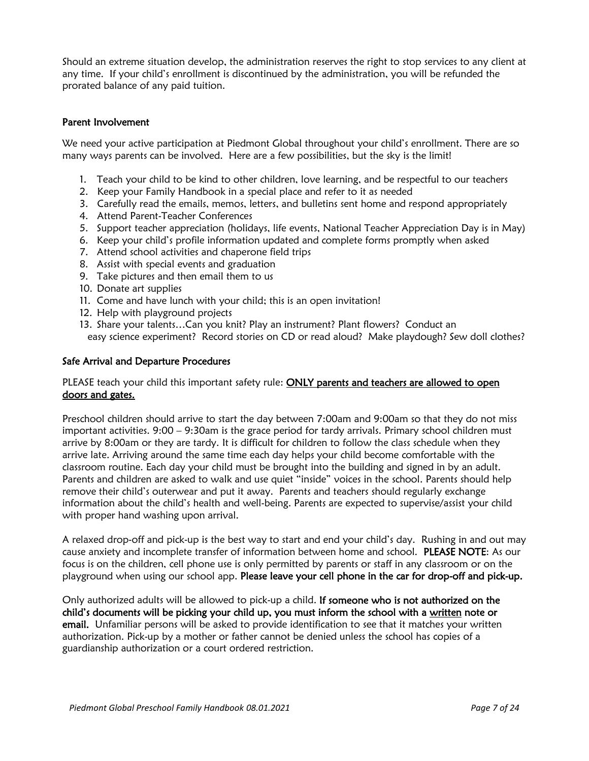Should an extreme situation develop, the administration reserves the right to stop services to any client at any time. If your child's enrollment is discontinued by the administration, you will be refunded the prorated balance of any paid tuition.

## Parent Involvement

We need your active participation at Piedmont Global throughout your child's enrollment. There are so many ways parents can be involved. Here are a few possibilities, but the sky is the limit!

1. Teach your child to be kind to other children, love learning, and be respectful to our teachers
2. Keep your Family Handbook in a special place and refer to it as needed
3. Carefully read the emails, memos, letters, and bulletins sent home and respond appropriately
4. Attend Parent-Teacher Conferences
5. Support teacher appreciation (holidays, life events, National Teacher Appreciation Day is in May)
6. Keep your child's profile information updated and complete forms promptly when asked
7. Attend school activities and chaperone field trips
8. Assist with special events and graduation
9. Take pictures and then email them to us
10. Donate art supplies
11. Come and have lunch with your child; this is an open invitation!
12. Help with playground projects
13. Share your talents…Can you knit? Play an instrument? Plant flowers? Conduct an easy science experiment? Record stories on CD or read aloud? Make playdough? Sew doll clothes?

## Safe Arrival and Departure Procedures

PLEASE teach your child this important safety rule: **ONLY parents and teachers are allowed to open doors and gates.**

Preschool children should arrive to start the day between 7:00am and 9:00am so that they do not miss important activities. 9:00 – 9:30am is the grace period for tardy arrivals. Primary school children must arrive by 8:00am or they are tardy. It is difficult for children to follow the class schedule when they arrive late. Arriving around the same time each day helps your child become comfortable with the classroom routine. Each day your child must be brought into the building and signed in by an adult. Parents and children are asked to walk and use quiet "inside" voices in the school. Parents should help remove their child's outerwear and put it away. Parents and teachers should regularly exchange information about the child's health and well-being. Parents are expected to supervise/assist your child with proper hand washing upon arrival.

A relaxed drop-off and pick-up is the best way to start and end your child's day. Rushing in and out may cause anxiety and incomplete transfer of information between home and school. **PLEASE NOTE**: As our focus is on the children, cell phone use is only permitted by parents or staff in any classroom or on the playground when using our school app. **Please leave your cell phone in the car for drop-off and pick-up.**

Only authorized adults will be allowed to pick-up a child. **If someone who is not authorized on the child's documents will be picking your child up, you must inform the school with a written note or email.** Unfamiliar persons will be asked to provide identification to see that it matches your written authorization. Pick-up by a mother or father cannot be denied unless the school has copies of a guardianship authorization or a court ordered restriction.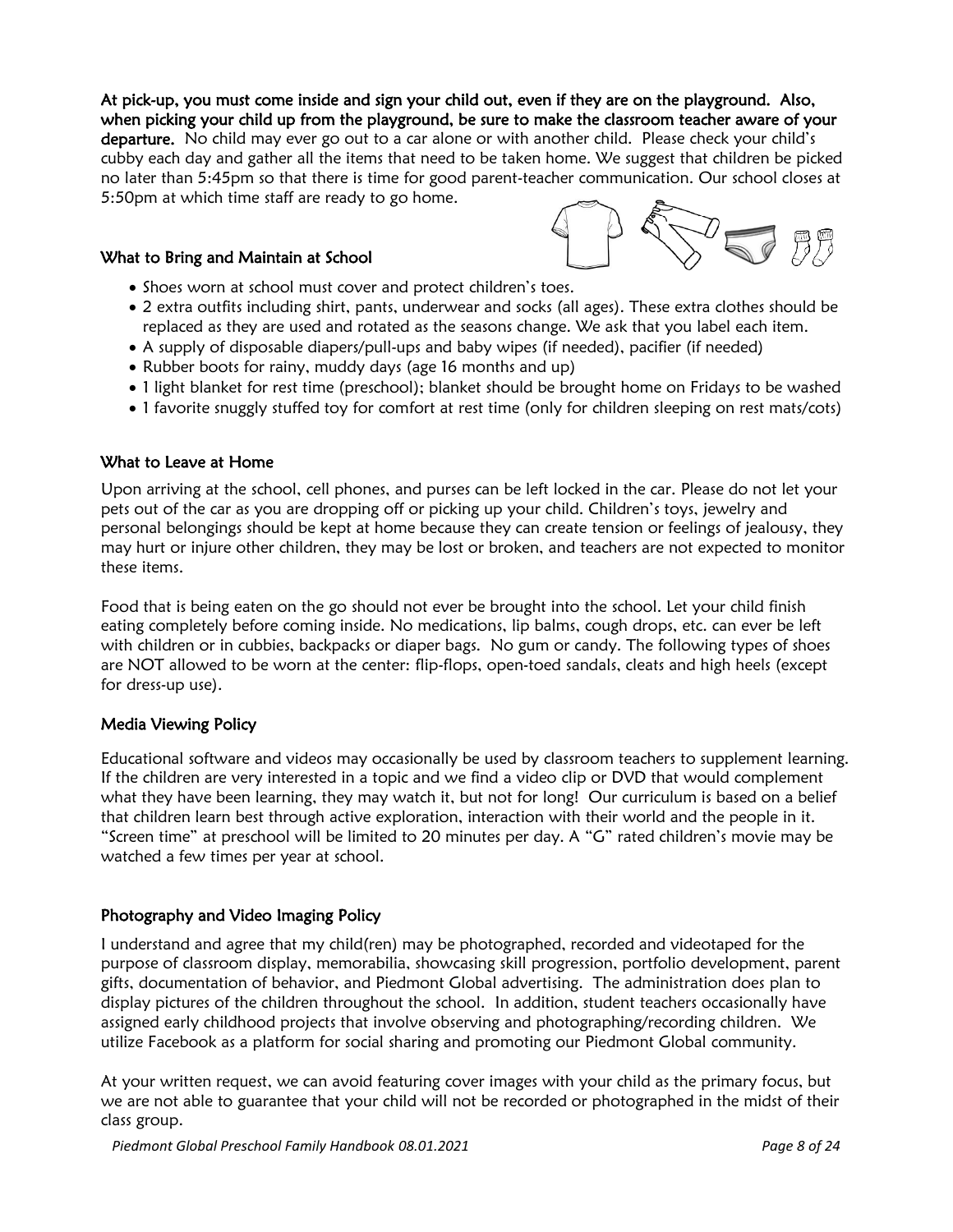**At pick-up, you must come inside and sign your child out, even if they are on the playground. Also, when picking your child up from the playground, be sure to make the classroom teacher aware of your departure.** No child may ever go out to a car alone or with another child. Please check your child's cubby each day and gather all the items that need to be taken home. We suggest that children be picked no later than 5:45pm so that there is time for good parent-teacher communication. Our school closes at 5:50pm at which time staff are ready to go home.

### What to Bring and Maintain at School

- Shoes worn at school must cover and protect children's toes.
- 2 extra outfits including shirt, pants, underwear and socks (all ages). These extra clothes should be replaced as they are used and rotated as the seasons change. We ask that you label each item.
- A supply of disposable diapers/pull-ups and baby wipes (if needed), pacifier (if needed)
- Rubber boots for rainy, muddy days (age 16 months and up)
- 1 light blanket for rest time (preschool); blanket should be brought home on Fridays to be washed
- 1 favorite snuggly stuffed toy for comfort at rest time (only for children sleeping on rest mats/cots)

### What to Leave at Home

Upon arriving at the school, cell phones, and purses can be left locked in the car. Please do not let your pets out of the car as you are dropping off or picking up your child. Children's toys, jewelry and personal belongings should be kept at home because they can create tension or feelings of jealousy, they may hurt or injure other children, they may be lost or broken, and teachers are not expected to monitor these items.

Food that is being eaten on the go should not ever be brought into the school. Let your child finish eating completely before coming inside. No medications, lip balms, cough drops, etc. can ever be left with children or in cubbies, backpacks or diaper bags. No gum or candy. The following types of shoes are NOT allowed to be worn at the center: flip-flops, open-toed sandals, cleats and high heels (except for dress-up use).

### Media Viewing Policy

Educational software and videos may occasionally be used by classroom teachers to supplement learning. If the children are very interested in a topic and we find a video clip or DVD that would complement what they have been learning, they may watch it, but not for long! Our curriculum is based on a belief that children learn best through active exploration, interaction with their world and the people in it. "Screen time" at preschool will be limited to 20 minutes per day. A "G" rated children's movie may be watched a few times per year at school.

### Photography and Video Imaging Policy

I understand and agree that my child(ren) may be photographed, recorded and videotaped for the purpose of classroom display, memorabilia, showcasing skill progression, portfolio development, parent gifts, documentation of behavior, and Piedmont Global advertising. The administration does plan to display pictures of the children throughout the school. In addition, student teachers occasionally have assigned early childhood projects that involve observing and photographing/recording children. We utilize Facebook as a platform for social sharing and promoting our Piedmont Global community.

At your written request, we can avoid featuring cover images with your child as the primary focus, but we are not able to guarantee that your child will not be recorded or photographed in the midst of their class group.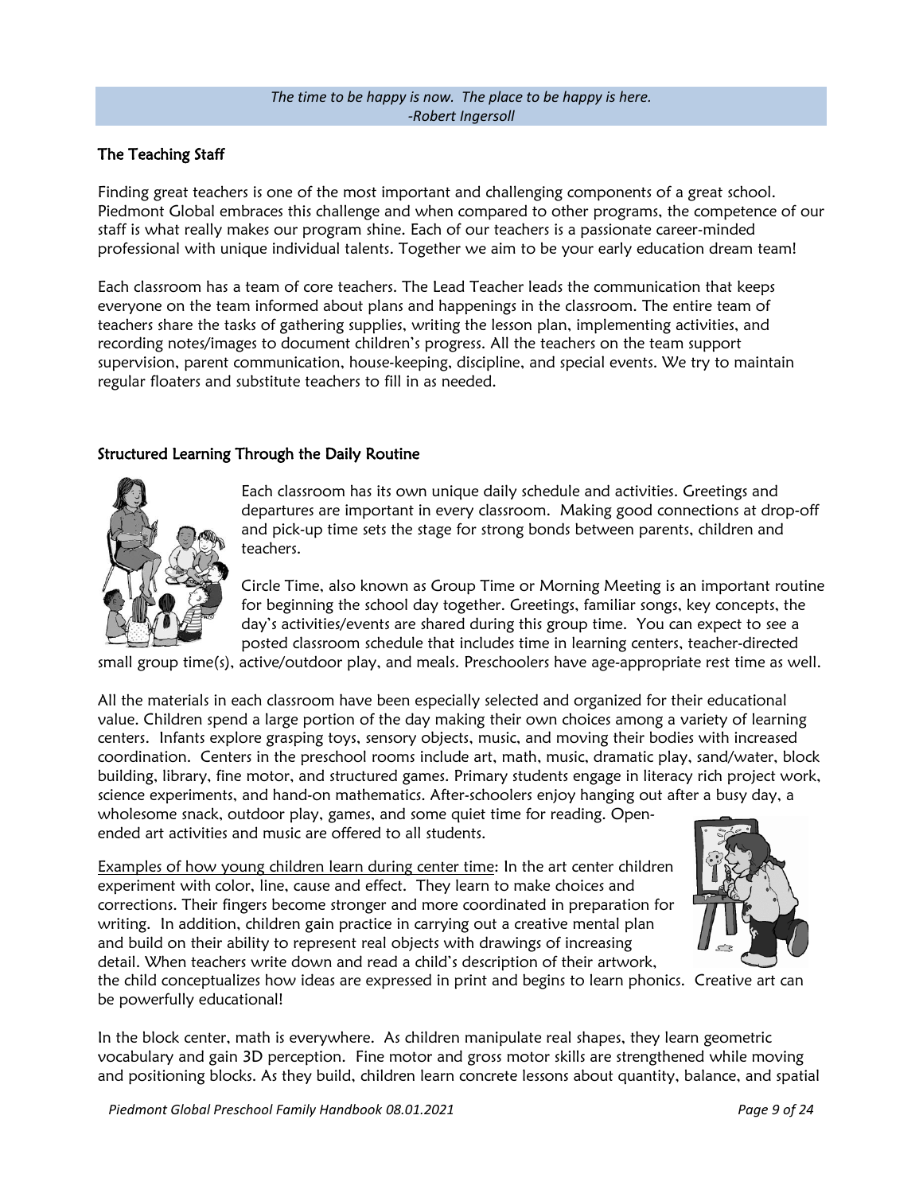*The time to be happy is now. The place to be happy is here.*
*-Robert Ingersoll*

## The Teaching Staff

Finding great teachers is one of the most important and challenging components of a great school. Piedmont Global embraces this challenge and when compared to other programs, the competence of our staff is what really makes our program shine. Each of our teachers is a passionate career-minded professional with unique individual talents. Together we aim to be your early education dream team!

Each classroom has a team of core teachers. The Lead Teacher leads the communication that keeps everyone on the team informed about plans and happenings in the classroom. The entire team of teachers share the tasks of gathering supplies, writing the lesson plan, implementing activities, and recording notes/images to document children's progress. All the teachers on the team support supervision, parent communication, house-keeping, discipline, and special events. We try to maintain regular floaters and substitute teachers to fill in as needed.

## Structured Learning Through the Daily Routine

Each classroom has its own unique daily schedule and activities. Greetings and departures are important in every classroom. Making good connections at drop-off and pick-up time sets the stage for strong bonds between parents, children and teachers.

Circle Time, also known as Group Time or Morning Meeting is an important routine for beginning the school day together. Greetings, familiar songs, key concepts, the day's activities/events are shared during this group time. You can expect to see a posted classroom schedule that includes time in learning centers, teacher-directed small group time(s), active/outdoor play, and meals. Preschoolers have age-appropriate rest time as well.

All the materials in each classroom have been especially selected and organized for their educational value. Children spend a large portion of the day making their own choices among a variety of learning centers. Infants explore grasping toys, sensory objects, music, and moving their bodies with increased coordination. Centers in the preschool rooms include art, math, music, dramatic play, sand/water, block building, library, fine motor, and structured games. Primary students engage in literacy rich project work, science experiments, and hand-on mathematics. After-schoolers enjoy hanging out after a busy day, a wholesome snack, outdoor play, games, and some quiet time for reading. Open-ended art activities and music are offered to all students.

<u>Examples of how young children learn during center time</u>: In the art center children experiment with color, line, cause and effect. They learn to make choices and corrections. Their fingers become stronger and more coordinated in preparation for writing. In addition, children gain practice in carrying out a creative mental plan and build on their ability to represent real objects with drawings of increasing detail. When teachers write down and read a child's description of their artwork, the child conceptualizes how ideas are expressed in print and begins to learn phonics. Creative art can be powerfully educational!

In the block center, math is everywhere. As children manipulate real shapes, they learn geometric vocabulary and gain 3D perception. Fine motor and gross motor skills are strengthened while moving and positioning blocks. As they build, children learn concrete lessons about quantity, balance, and spatial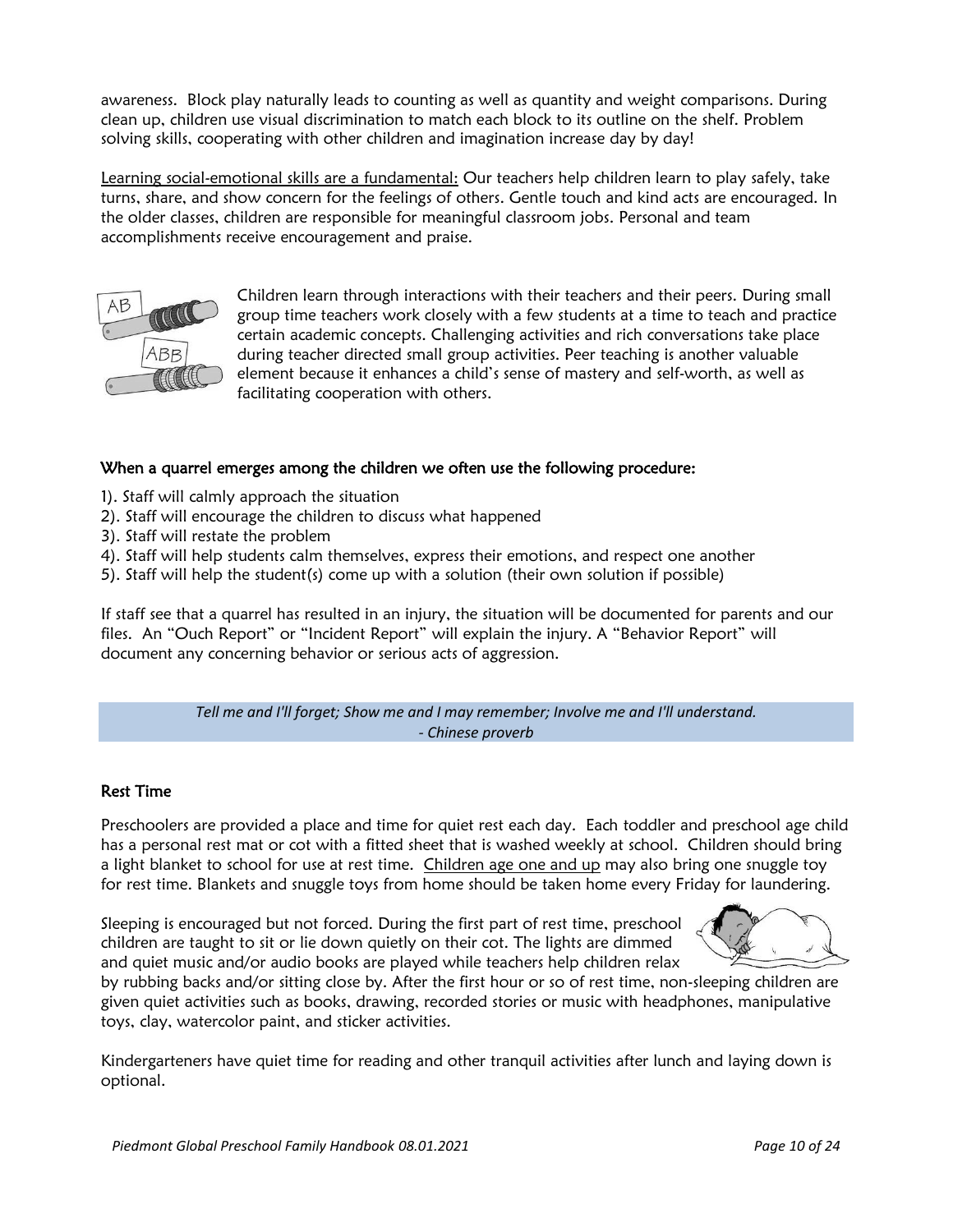awareness. Block play naturally leads to counting as well as quantity and weight comparisons. During clean up, children use visual discrimination to match each block to its outline on the shelf. Problem solving skills, cooperating with other children and imagination increase day by day!

Learning social-emotional skills are a fundamental: Our teachers help children learn to play safely, take turns, share, and show concern for the feelings of others. Gentle touch and kind acts are encouraged. In the older classes, children are responsible for meaningful classroom jobs. Personal and team accomplishments receive encouragement and praise.

Children learn through interactions with their teachers and their peers. During small group time teachers work closely with a few students at a time to teach and practice certain academic concepts. Challenging activities and rich conversations take place during teacher directed small group activities. Peer teaching is another valuable element because it enhances a child's sense of mastery and self-worth, as well as facilitating cooperation with others.

### When a quarrel emerges among the children we often use the following procedure:

1). Staff will calmly approach the situation
2). Staff will encourage the children to discuss what happened
3). Staff will restate the problem
4). Staff will help students calm themselves, express their emotions, and respect one another
5). Staff will help the student(s) come up with a solution (their own solution if possible)

If staff see that a quarrel has resulted in an injury, the situation will be documented for parents and our files. An "Ouch Report" or "Incident Report" will explain the injury. A "Behavior Report" will document any concerning behavior or serious acts of aggression.

*Tell me and I'll forget; Show me and I may remember; Involve me and I'll understand.*
*- Chinese proverb*

### Rest Time

Preschoolers are provided a place and time for quiet rest each day. Each toddler and preschool age child has a personal rest mat or cot with a fitted sheet that is washed weekly at school. Children should bring a light blanket to school for use at rest time. Children age one and up may also bring one snuggle toy for rest time. Blankets and snuggle toys from home should be taken home every Friday for laundering.

Sleeping is encouraged but not forced. During the first part of rest time, preschool children are taught to sit or lie down quietly on their cot. The lights are dimmed and quiet music and/or audio books are played while teachers help children relax by rubbing backs and/or sitting close by. After the first hour or so of rest time, non-sleeping children are given quiet activities such as books, drawing, recorded stories or music with headphones, manipulative toys, clay, watercolor paint, and sticker activities.

Kindergarteners have quiet time for reading and other tranquil activities after lunch and laying down is optional.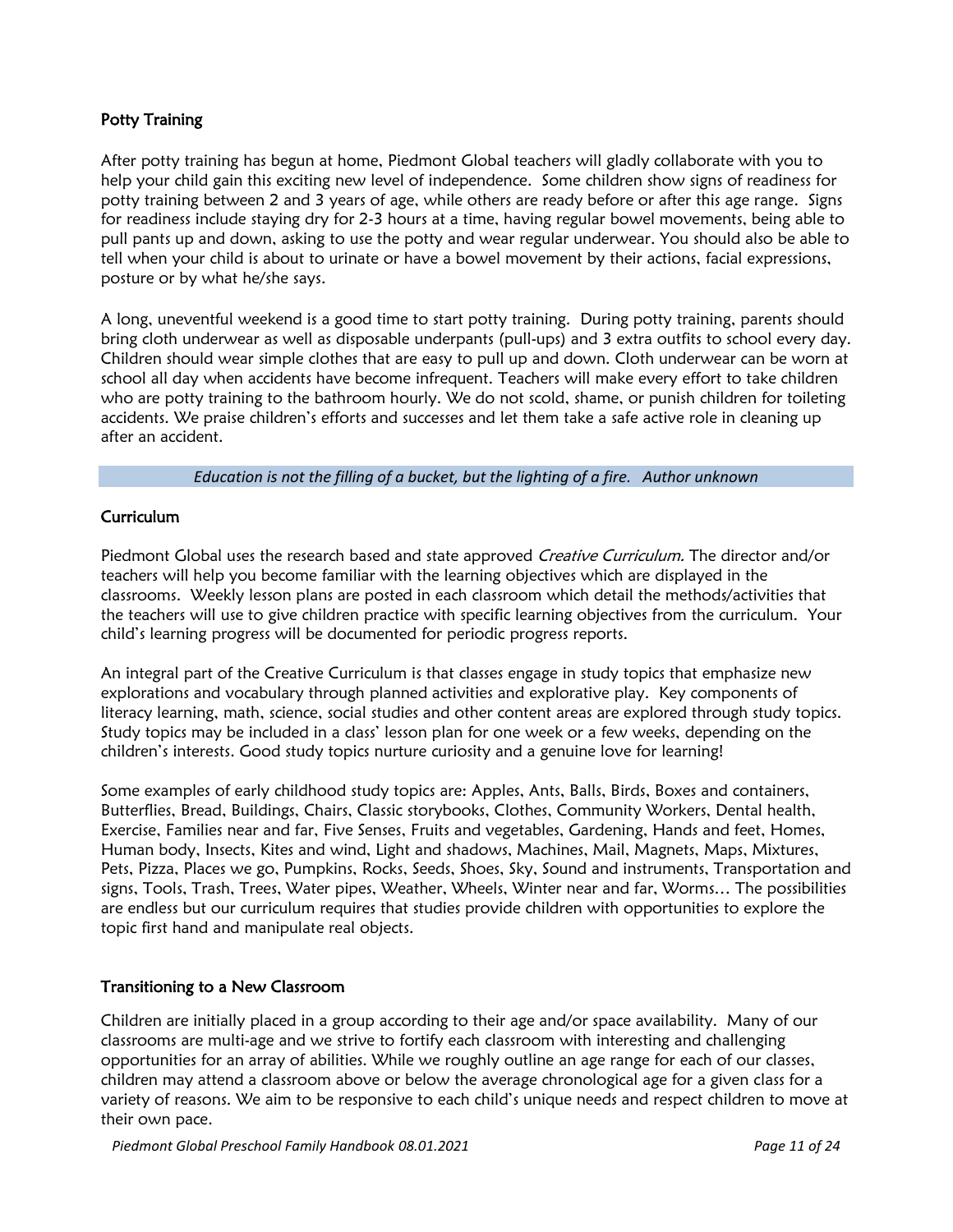## Potty Training

After potty training has begun at home, Piedmont Global teachers will gladly collaborate with you to help your child gain this exciting new level of independence. Some children show signs of readiness for potty training between 2 and 3 years of age, while others are ready before or after this age range. Signs for readiness include staying dry for 2-3 hours at a time, having regular bowel movements, being able to pull pants up and down, asking to use the potty and wear regular underwear. You should also be able to tell when your child is about to urinate or have a bowel movement by their actions, facial expressions, posture or by what he/she says.

A long, uneventful weekend is a good time to start potty training. During potty training, parents should bring cloth underwear as well as disposable underpants (pull-ups) and 3 extra outfits to school every day. Children should wear simple clothes that are easy to pull up and down. Cloth underwear can be worn at school all day when accidents have become infrequent. Teachers will make every effort to take children who are potty training to the bathroom hourly. We do not scold, shame, or punish children for toileting accidents. We praise children's efforts and successes and let them take a safe active role in cleaning up after an accident.

*Education is not the filling of a bucket, but the lighting of a fire. Author unknown*

## Curriculum

Piedmont Global uses the research based and state approved *Creative Curriculum.* The director and/or teachers will help you become familiar with the learning objectives which are displayed in the classrooms. Weekly lesson plans are posted in each classroom which detail the methods/activities that the teachers will use to give children practice with specific learning objectives from the curriculum. Your child's learning progress will be documented for periodic progress reports.

An integral part of the Creative Curriculum is that classes engage in study topics that emphasize new explorations and vocabulary through planned activities and explorative play. Key components of literacy learning, math, science, social studies and other content areas are explored through study topics. Study topics may be included in a class' lesson plan for one week or a few weeks, depending on the children's interests. Good study topics nurture curiosity and a genuine love for learning!

Some examples of early childhood study topics are: Apples, Ants, Balls, Birds, Boxes and containers, Butterflies, Bread, Buildings, Chairs, Classic storybooks, Clothes, Community Workers, Dental health, Exercise, Families near and far, Five Senses, Fruits and vegetables, Gardening, Hands and feet, Homes, Human body, Insects, Kites and wind, Light and shadows, Machines, Mail, Magnets, Maps, Mixtures, Pets, Pizza, Places we go, Pumpkins, Rocks, Seeds, Shoes, Sky, Sound and instruments, Transportation and signs, Tools, Trash, Trees, Water pipes, Weather, Wheels, Winter near and far, Worms… The possibilities are endless but our curriculum requires that studies provide children with opportunities to explore the topic first hand and manipulate real objects.

## Transitioning to a New Classroom

Children are initially placed in a group according to their age and/or space availability. Many of our classrooms are multi-age and we strive to fortify each classroom with interesting and challenging opportunities for an array of abilities. While we roughly outline an age range for each of our classes, children may attend a classroom above or below the average chronological age for a given class for a variety of reasons. We aim to be responsive to each child's unique needs and respect children to move at their own pace.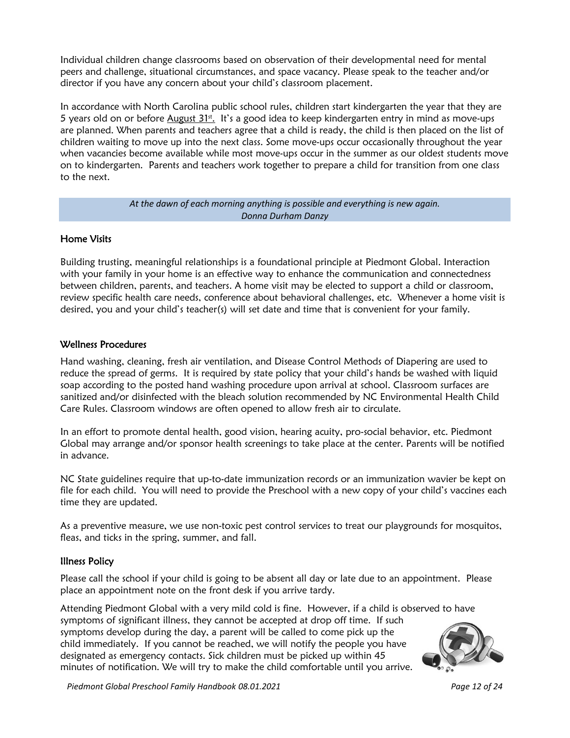Individual children change classrooms based on observation of their developmental need for mental peers and challenge, situational circumstances, and space vacancy. Please speak to the teacher and/or director if you have any concern about your child's classroom placement.

In accordance with North Carolina public school rules, children start kindergarten the year that they are 5 years old on or before August 31st. It's a good idea to keep kindergarten entry in mind as move-ups are planned. When parents and teachers agree that a child is ready, the child is then placed on the list of children waiting to move up into the next class. Some move-ups occur occasionally throughout the year when vacancies become available while most move-ups occur in the summer as our oldest students move on to kindergarten. Parents and teachers work together to prepare a child for transition from one class to the next.

*At the dawn of each morning anything is possible and everything is new again.*
*Donna Durham Danzy*

### Home Visits

Building trusting, meaningful relationships is a foundational principle at Piedmont Global. Interaction with your family in your home is an effective way to enhance the communication and connectedness between children, parents, and teachers. A home visit may be elected to support a child or classroom, review specific health care needs, conference about behavioral challenges, etc. Whenever a home visit is desired, you and your child's teacher(s) will set date and time that is convenient for your family.

### Wellness Procedures

Hand washing, cleaning, fresh air ventilation, and Disease Control Methods of Diapering are used to reduce the spread of germs. It is required by state policy that your child's hands be washed with liquid soap according to the posted hand washing procedure upon arrival at school. Classroom surfaces are sanitized and/or disinfected with the bleach solution recommended by NC Environmental Health Child Care Rules. Classroom windows are often opened to allow fresh air to circulate.

In an effort to promote dental health, good vision, hearing acuity, pro-social behavior, etc. Piedmont Global may arrange and/or sponsor health screenings to take place at the center. Parents will be notified in advance.

NC State guidelines require that up-to-date immunization records or an immunization wavier be kept on file for each child. You will need to provide the Preschool with a new copy of your child's vaccines each time they are updated.

As a preventive measure, we use non-toxic pest control services to treat our playgrounds for mosquitos, fleas, and ticks in the spring, summer, and fall.

### Illness Policy

Please call the school if your child is going to be absent all day or late due to an appointment. Please place an appointment note on the front desk if you arrive tardy.

Attending Piedmont Global with a very mild cold is fine. However, if a child is observed to have symptoms of significant illness, they cannot be accepted at drop off time. If such symptoms develop during the day, a parent will be called to come pick up the child immediately. If you cannot be reached, we will notify the people you have designated as emergency contacts. Sick children must be picked up within 45 minutes of notification. We will try to make the child comfortable until you arrive.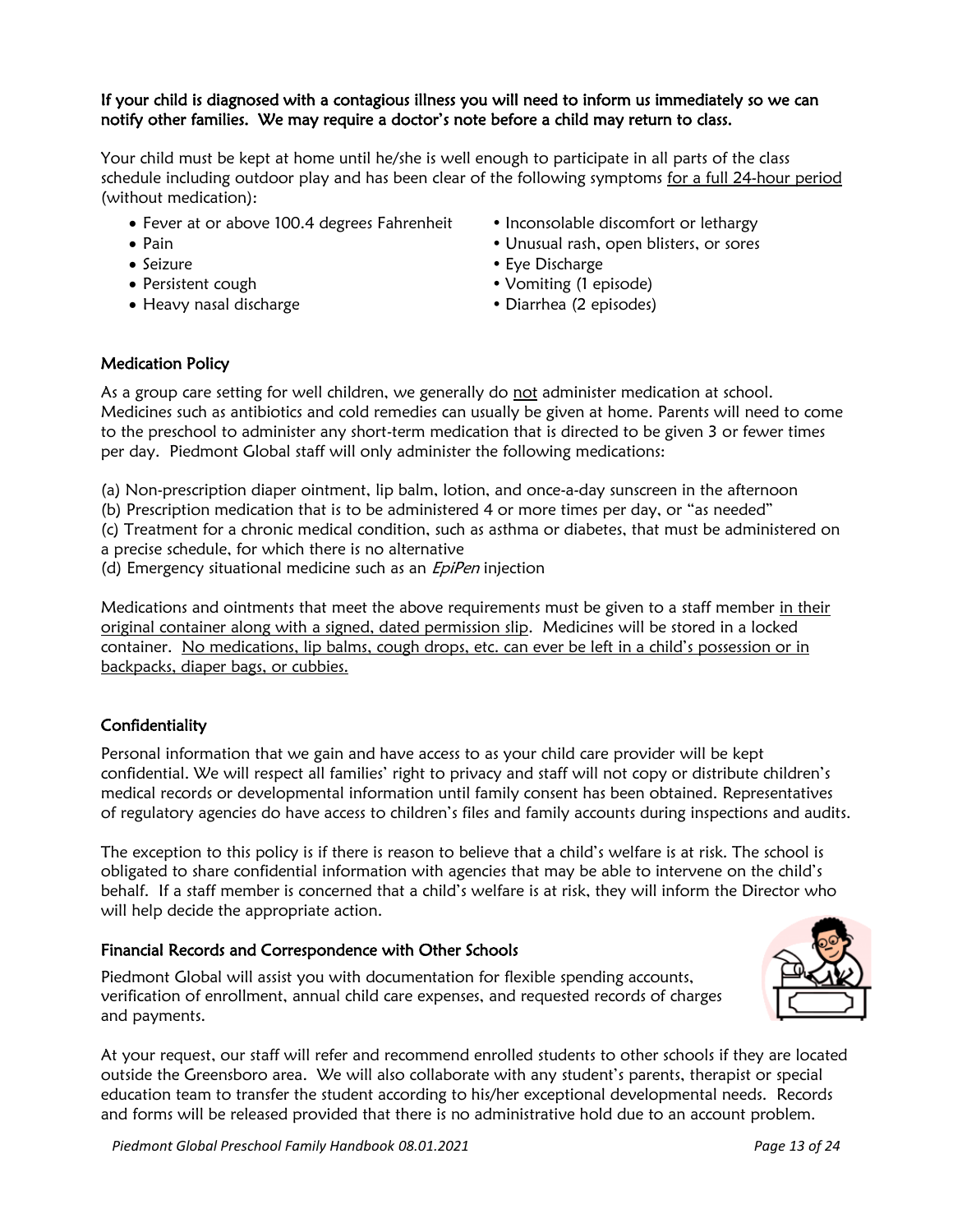**If your child is diagnosed with a contagious illness you will need to inform us immediately so we can notify other families. We may require a doctor's note before a child may return to class.**

Your child must be kept at home until he/she is well enough to participate in all parts of the class schedule including outdoor play and has been clear of the following symptoms for a full 24-hour period (without medication):

- Fever at or above 100.4 degrees Fahrenheit
- Pain
- Seizure
- Persistent cough
- Heavy nasal discharge
- Inconsolable discomfort or lethargy
- Unusual rash, open blisters, or sores
- Eye Discharge
- Vomiting (1 episode)
- Diarrhea (2 episodes)

## Medication Policy

As a group care setting for well children, we generally do not administer medication at school. Medicines such as antibiotics and cold remedies can usually be given at home. Parents will need to come to the preschool to administer any short-term medication that is directed to be given 3 or fewer times per day. Piedmont Global staff will only administer the following medications:

(a) Non-prescription diaper ointment, lip balm, lotion, and once-a-day sunscreen in the afternoon
(b) Prescription medication that is to be administered 4 or more times per day, or "as needed"
(c) Treatment for a chronic medical condition, such as asthma or diabetes, that must be administered on a precise schedule, for which there is no alternative
(d) Emergency situational medicine such as an *EpiPen* injection

Medications and ointments that meet the above requirements must be given to a staff member in their original container along with a signed, dated permission slip. Medicines will be stored in a locked container. No medications, lip balms, cough drops, etc. can ever be left in a child's possession or in backpacks, diaper bags, or cubbies.

## Confidentiality

Personal information that we gain and have access to as your child care provider will be kept confidential. We will respect all families' right to privacy and staff will not copy or distribute children's medical records or developmental information until family consent has been obtained. Representatives of regulatory agencies do have access to children's files and family accounts during inspections and audits.

The exception to this policy is if there is reason to believe that a child's welfare is at risk. The school is obligated to share confidential information with agencies that may be able to intervene on the child's behalf. If a staff member is concerned that a child's welfare is at risk, they will inform the Director who will help decide the appropriate action.

## Financial Records and Correspondence with Other Schools

Piedmont Global will assist you with documentation for flexible spending accounts, verification of enrollment, annual child care expenses, and requested records of charges and payments.

At your request, our staff will refer and recommend enrolled students to other schools if they are located outside the Greensboro area. We will also collaborate with any student's parents, therapist or special education team to transfer the student according to his/her exceptional developmental needs. Records and forms will be released provided that there is no administrative hold due to an account problem.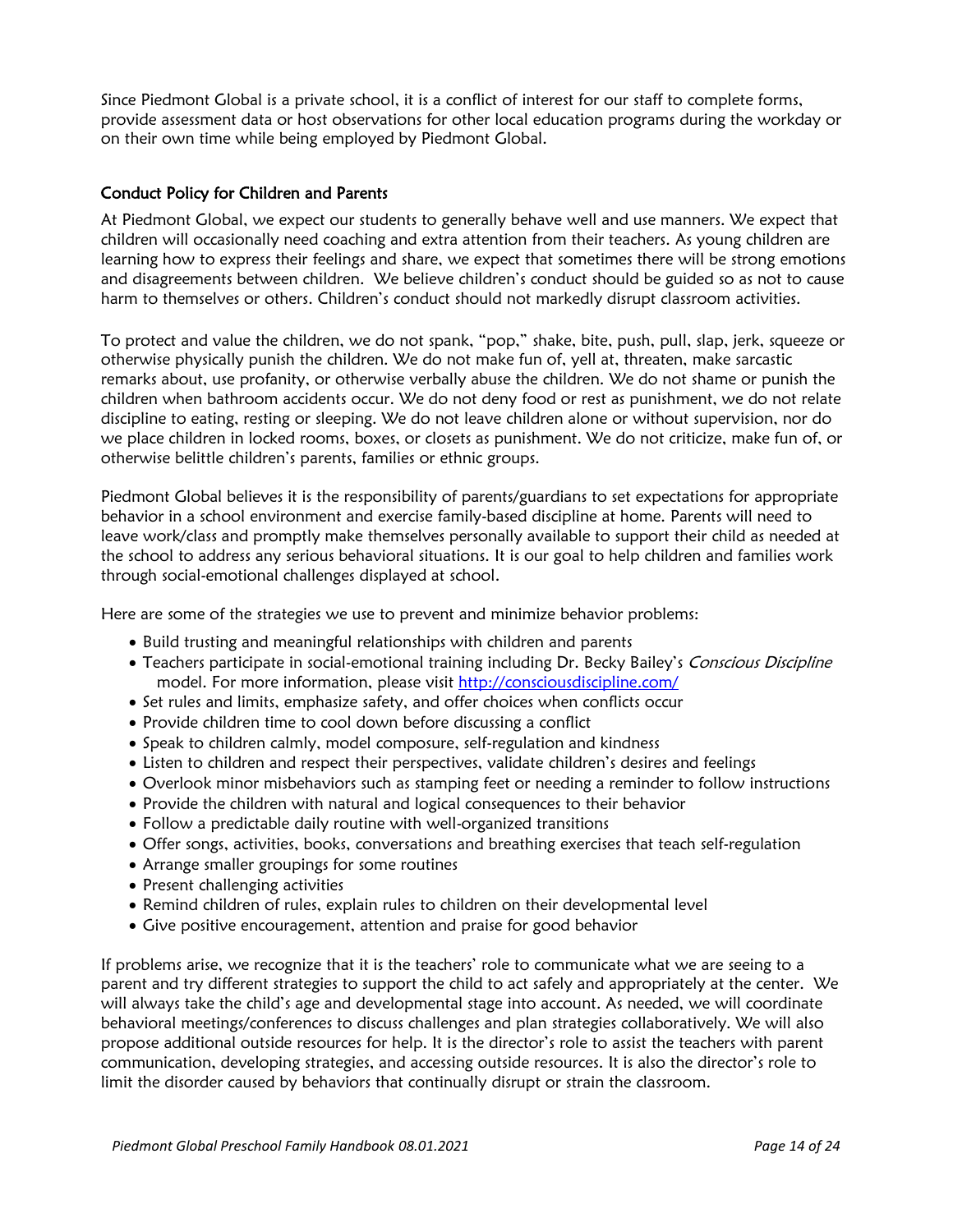Since Piedmont Global is a private school, it is a conflict of interest for our staff to complete forms, provide assessment data or host observations for other local education programs during the workday or on their own time while being employed by Piedmont Global.

## Conduct Policy for Children and Parents

At Piedmont Global, we expect our students to generally behave well and use manners. We expect that children will occasionally need coaching and extra attention from their teachers. As young children are learning how to express their feelings and share, we expect that sometimes there will be strong emotions and disagreements between children. We believe children's conduct should be guided so as not to cause harm to themselves or others. Children's conduct should not markedly disrupt classroom activities.

To protect and value the children, we do not spank, "pop," shake, bite, push, pull, slap, jerk, squeeze or otherwise physically punish the children. We do not make fun of, yell at, threaten, make sarcastic remarks about, use profanity, or otherwise verbally abuse the children. We do not shame or punish the children when bathroom accidents occur. We do not deny food or rest as punishment, we do not relate discipline to eating, resting or sleeping. We do not leave children alone or without supervision, nor do we place children in locked rooms, boxes, or closets as punishment. We do not criticize, make fun of, or otherwise belittle children's parents, families or ethnic groups.

Piedmont Global believes it is the responsibility of parents/guardians to set expectations for appropriate behavior in a school environment and exercise family-based discipline at home. Parents will need to leave work/class and promptly make themselves personally available to support their child as needed at the school to address any serious behavioral situations. It is our goal to help children and families work through social-emotional challenges displayed at school.

Here are some of the strategies we use to prevent and minimize behavior problems:

- Build trusting and meaningful relationships with children and parents
- Teachers participate in social-emotional training including Dr. Becky Bailey's *Conscious Discipline* model. For more information, please visit http://consciousdiscipline.com/
- Set rules and limits, emphasize safety, and offer choices when conflicts occur
- Provide children time to cool down before discussing a conflict
- Speak to children calmly, model composure, self-regulation and kindness
- Listen to children and respect their perspectives, validate children's desires and feelings
- Overlook minor misbehaviors such as stamping feet or needing a reminder to follow instructions
- Provide the children with natural and logical consequences to their behavior
- Follow a predictable daily routine with well-organized transitions
- Offer songs, activities, books, conversations and breathing exercises that teach self-regulation
- Arrange smaller groupings for some routines
- Present challenging activities
- Remind children of rules, explain rules to children on their developmental level
- Give positive encouragement, attention and praise for good behavior

If problems arise, we recognize that it is the teachers' role to communicate what we are seeing to a parent and try different strategies to support the child to act safely and appropriately at the center. We will always take the child's age and developmental stage into account. As needed, we will coordinate behavioral meetings/conferences to discuss challenges and plan strategies collaboratively. We will also propose additional outside resources for help. It is the director's role to assist the teachers with parent communication, developing strategies, and accessing outside resources. It is also the director's role to limit the disorder caused by behaviors that continually disrupt or strain the classroom.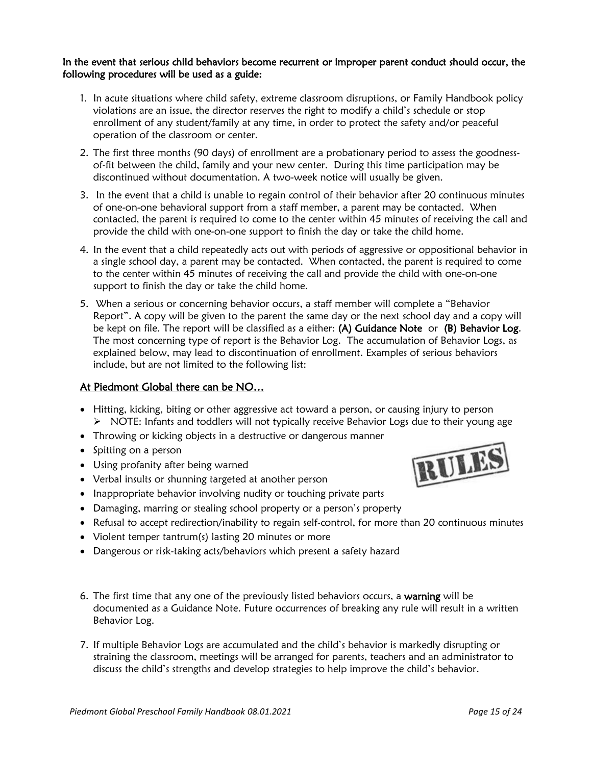**In the event that serious child behaviors become recurrent or improper parent conduct should occur, the following procedures will be used as a guide:**

1. In acute situations where child safety, extreme classroom disruptions, or Family Handbook policy violations are an issue, the director reserves the right to modify a child's schedule or stop enrollment of any student/family at any time, in order to protect the safety and/or peaceful operation of the classroom or center.
2. The first three months (90 days) of enrollment are a probationary period to assess the goodness-of-fit between the child, family and your new center. During this time participation may be discontinued without documentation. A two-week notice will usually be given.
3. In the event that a child is unable to regain control of their behavior after 20 continuous minutes of one-on-one behavioral support from a staff member, a parent may be contacted. When contacted, the parent is required to come to the center within 45 minutes of receiving the call and provide the child with one-on-one support to finish the day or take the child home.
4. In the event that a child repeatedly acts out with periods of aggressive or oppositional behavior in a single school day, a parent may be contacted. When contacted, the parent is required to come to the center within 45 minutes of receiving the call and provide the child with one-on-one support to finish the day or take the child home.
5. When a serious or concerning behavior occurs, a staff member will complete a "Behavior Report". A copy will be given to the parent the same day or the next school day and a copy will be kept on file. The report will be classified as a either: **(A) Guidance Note** or **(B) Behavior Log**. The most concerning type of report is the Behavior Log. The accumulation of Behavior Logs, as explained below, may lead to discontinuation of enrollment. Examples of serious behaviors include, but are not limited to the following list:

## At Piedmont Global there can be NO…

- Hitting, kicking, biting or other aggressive act toward a person, or causing injury to person
  - NOTE: Infants and toddlers will not typically receive Behavior Logs due to their young age
- Throwing or kicking objects in a destructive or dangerous manner
- Spitting on a person
- Using profanity after being warned
- Verbal insults or shunning targeted at another person
- Inappropriate behavior involving nudity or touching private parts
- Damaging, marring or stealing school property or a person's property
- Refusal to accept redirection/inability to regain self-control, for more than 20 continuous minutes
- Violent temper tantrum(s) lasting 20 minutes or more
- Dangerous or risk-taking acts/behaviors which present a safety hazard

6. The first time that any one of the previously listed behaviors occurs, a **warning** will be documented as a Guidance Note. Future occurrences of breaking any rule will result in a written Behavior Log.
7. If multiple Behavior Logs are accumulated and the child's behavior is markedly disrupting or straining the classroom, meetings will be arranged for parents, teachers and an administrator to discuss the child's strengths and develop strategies to help improve the child's behavior.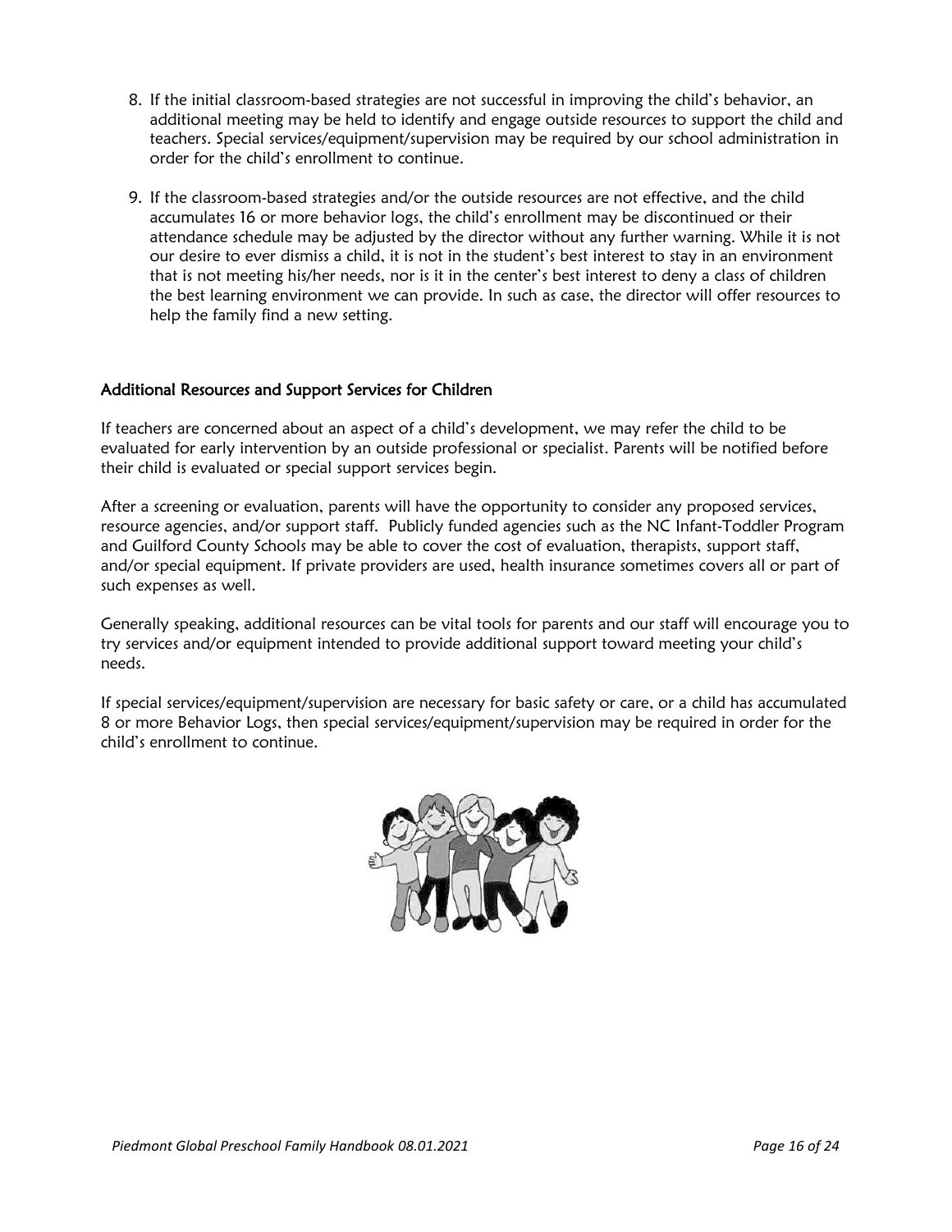8. If the initial classroom-based strategies are not successful in improving the child's behavior, an additional meeting may be held to identify and engage outside resources to support the child and teachers. Special services/equipment/supervision may be required by our school administration in order for the child's enrollment to continue.

9. If the classroom-based strategies and/or the outside resources are not effective, and the child accumulates 16 or more behavior logs, the child's enrollment may be discontinued or their attendance schedule may be adjusted by the director without any further warning. While it is not our desire to ever dismiss a child, it is not in the student's best interest to stay in an environment that is not meeting his/her needs, nor is it in the center's best interest to deny a class of children the best learning environment we can provide. In such as case, the director will offer resources to help the family find a new setting.

## Additional Resources and Support Services for Children

If teachers are concerned about an aspect of a child's development, we may refer the child to be evaluated for early intervention by an outside professional or specialist. Parents will be notified before their child is evaluated or special support services begin.

After a screening or evaluation, parents will have the opportunity to consider any proposed services, resource agencies, and/or support staff. Publicly funded agencies such as the NC Infant-Toddler Program and Guilford County Schools may be able to cover the cost of evaluation, therapists, support staff, and/or special equipment. If private providers are used, health insurance sometimes covers all or part of such expenses as well.

Generally speaking, additional resources can be vital tools for parents and our staff will encourage you to try services and/or equipment intended to provide additional support toward meeting your child's needs.

If special services/equipment/supervision are necessary for basic safety or care, or a child has accumulated 8 or more Behavior Logs, then special services/equipment/supervision may be required in order for the child's enrollment to continue.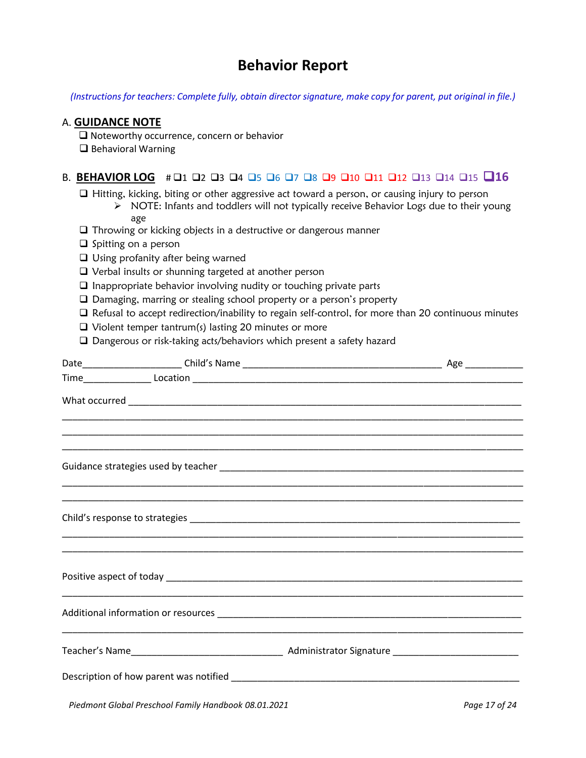# Behavior Report

*(Instructions for teachers: Complete fully, obtain director signature, make copy for parent, put original in file.)*

A. **GUIDANCE NOTE**

- ❑ Noteworthy occurrence, concern or behavior
- ❑ Behavioral Warning

B. **BEHAVIOR LOG** # ❑1 ❑2 ❑3 ❑4 ❑5 ❑6 ❑7 ❑8 ❑9 ❑10 ❑11 ❑12 ❑13 ❑14 ❑15 ❑16

- ❑ Hitting, kicking, biting or other aggressive act toward a person, or causing injury to person
  - ➢ NOTE: Infants and toddlers will not typically receive Behavior Logs due to their young age
- ❑ Throwing or kicking objects in a destructive or dangerous manner
- ❑ Spitting on a person
- ❑ Using profanity after being warned
- ❑ Verbal insults or shunning targeted at another person
- ❑ Inappropriate behavior involving nudity or touching private parts
- ❑ Damaging, marring or stealing school property or a person's property
- ❑ Refusal to accept redirection/inability to regain self-control, for more than 20 continuous minutes
- ❑ Violent temper tantrum(s) lasting 20 minutes or more
- ❑ Dangerous or risk-taking acts/behaviors which present a safety hazard

Date___________________ Child's Name _____________________________________ Age ___________

Time_____________ Location ______________________________________________________________

What occurred ________________________________________________________________________

____________________________________________________________________________________

____________________________________________________________________________________

____________________________________________________________________________________

Guidance strategies used by teacher _______________________________________________________

____________________________________________________________________________________

____________________________________________________________________________________

Child's response to strategies ___________________________________________________________

____________________________________________________________________________________

____________________________________________________________________________________

Positive aspect of today ________________________________________________________________

____________________________________________________________________________________

Additional information or resources _______________________________________________________

____________________________________________________________________________________

Teacher's Name____________________________ Administrator Signature ________________________

Description of how parent was notified ____________________________________________________

*Piedmont Global Preschool Family Handbook 08.01.2021*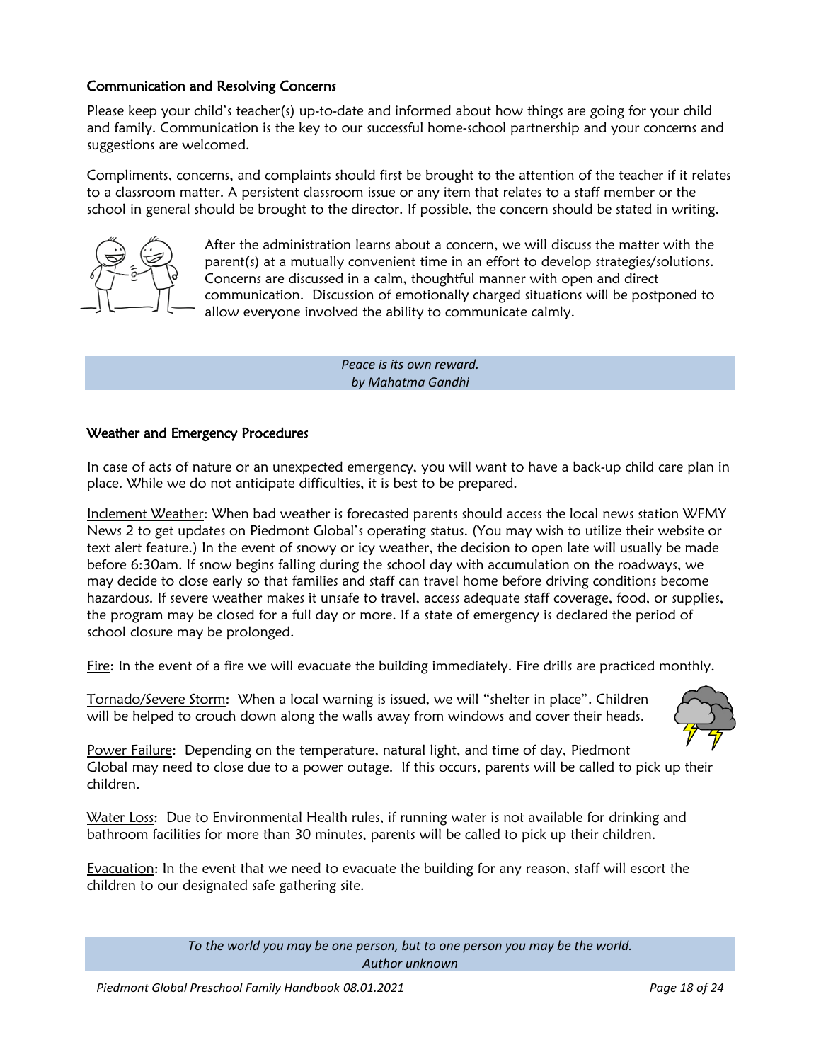### Communication and Resolving Concerns

Please keep your child's teacher(s) up-to-date and informed about how things are going for your child and family. Communication is the key to our successful home-school partnership and your concerns and suggestions are welcomed.

Compliments, concerns, and complaints should first be brought to the attention of the teacher if it relates to a classroom matter. A persistent classroom issue or any item that relates to a staff member or the school in general should be brought to the director. If possible, the concern should be stated in writing.

After the administration learns about a concern, we will discuss the matter with the parent(s) at a mutually convenient time in an effort to develop strategies/solutions. Concerns are discussed in a calm, thoughtful manner with open and direct communication. Discussion of emotionally charged situations will be postponed to allow everyone involved the ability to communicate calmly.

*Peace is its own reward.*
*by Mahatma Gandhi*

### Weather and Emergency Procedures

In case of acts of nature or an unexpected emergency, you will want to have a back-up child care plan in place. While we do not anticipate difficulties, it is best to be prepared.

Inclement Weather: When bad weather is forecasted parents should access the local news station WFMY News 2 to get updates on Piedmont Global's operating status. (You may wish to utilize their website or text alert feature.) In the event of snowy or icy weather, the decision to open late will usually be made before 6:30am. If snow begins falling during the school day with accumulation on the roadways, we may decide to close early so that families and staff can travel home before driving conditions become hazardous. If severe weather makes it unsafe to travel, access adequate staff coverage, food, or supplies, the program may be closed for a full day or more. If a state of emergency is declared the period of school closure may be prolonged.

Fire: In the event of a fire we will evacuate the building immediately. Fire drills are practiced monthly.

Tornado/Severe Storm: When a local warning is issued, we will "shelter in place". Children will be helped to crouch down along the walls away from windows and cover their heads.

Power Failure: Depending on the temperature, natural light, and time of day, Piedmont Global may need to close due to a power outage. If this occurs, parents will be called to pick up their children.

Water Loss: Due to Environmental Health rules, if running water is not available for drinking and bathroom facilities for more than 30 minutes, parents will be called to pick up their children.

Evacuation: In the event that we need to evacuate the building for any reason, staff will escort the children to our designated safe gathering site.

*To the world you may be one person, but to one person you may be the world.*
*Author unknown*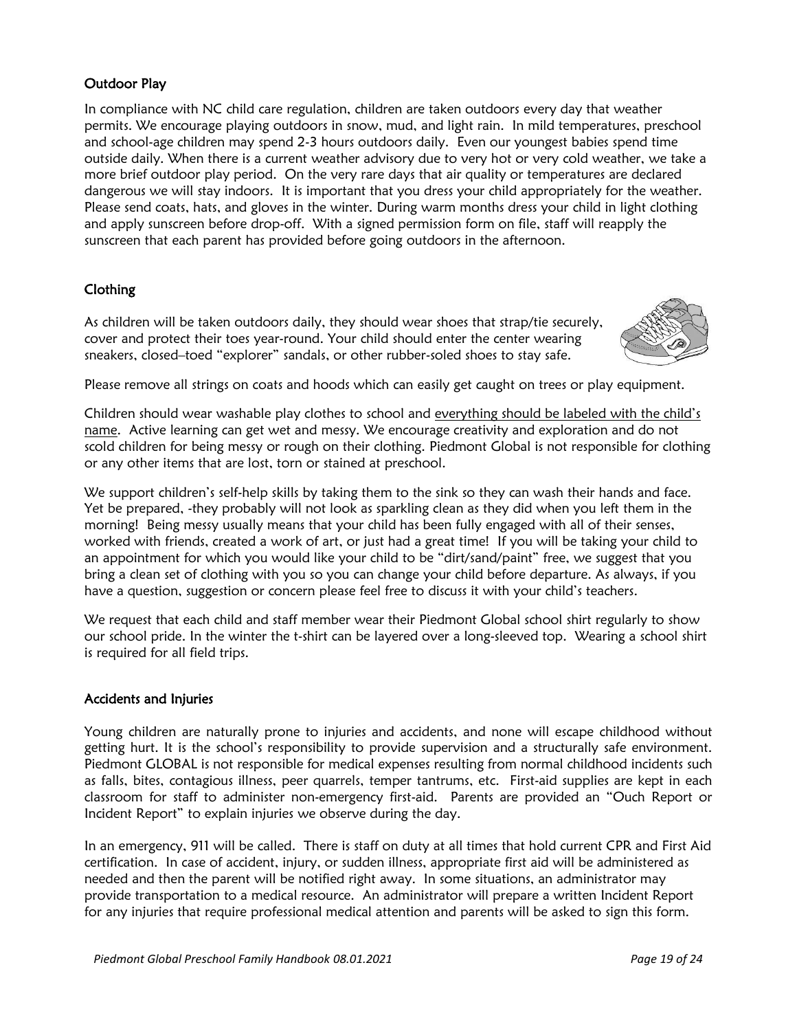### Outdoor Play

In compliance with NC child care regulation, children are taken outdoors every day that weather permits. We encourage playing outdoors in snow, mud, and light rain. In mild temperatures, preschool and school-age children may spend 2-3 hours outdoors daily. Even our youngest babies spend time outside daily. When there is a current weather advisory due to very hot or very cold weather, we take a more brief outdoor play period. On the very rare days that air quality or temperatures are declared dangerous we will stay indoors. It is important that you dress your child appropriately for the weather. Please send coats, hats, and gloves in the winter. During warm months dress your child in light clothing and apply sunscreen before drop-off. With a signed permission form on file, staff will reapply the sunscreen that each parent has provided before going outdoors in the afternoon.

### Clothing

As children will be taken outdoors daily, they should wear shoes that strap/tie securely, cover and protect their toes year-round. Your child should enter the center wearing sneakers, closed–toed "explorer" sandals, or other rubber-soled shoes to stay safe.

Please remove all strings on coats and hoods which can easily get caught on trees or play equipment.

Children should wear washable play clothes to school and everything should be labeled with the child's name. Active learning can get wet and messy. We encourage creativity and exploration and do not scold children for being messy or rough on their clothing. Piedmont Global is not responsible for clothing or any other items that are lost, torn or stained at preschool.

We support children's self-help skills by taking them to the sink so they can wash their hands and face. Yet be prepared, -they probably will not look as sparkling clean as they did when you left them in the morning! Being messy usually means that your child has been fully engaged with all of their senses, worked with friends, created a work of art, or just had a great time! If you will be taking your child to an appointment for which you would like your child to be "dirt/sand/paint" free, we suggest that you bring a clean set of clothing with you so you can change your child before departure. As always, if you have a question, suggestion or concern please feel free to discuss it with your child's teachers.

We request that each child and staff member wear their Piedmont Global school shirt regularly to show our school pride. In the winter the t-shirt can be layered over a long-sleeved top. Wearing a school shirt is required for all field trips.

### Accidents and Injuries

Young children are naturally prone to injuries and accidents, and none will escape childhood without getting hurt. It is the school's responsibility to provide supervision and a structurally safe environment. Piedmont GLOBAL is not responsible for medical expenses resulting from normal childhood incidents such as falls, bites, contagious illness, peer quarrels, temper tantrums, etc. First-aid supplies are kept in each classroom for staff to administer non-emergency first-aid. Parents are provided an "Ouch Report or Incident Report" to explain injuries we observe during the day.

In an emergency, 911 will be called. There is staff on duty at all times that hold current CPR and First Aid certification. In case of accident, injury, or sudden illness, appropriate first aid will be administered as needed and then the parent will be notified right away. In some situations, an administrator may provide transportation to a medical resource. An administrator will prepare a written Incident Report for any injuries that require professional medical attention and parents will be asked to sign this form.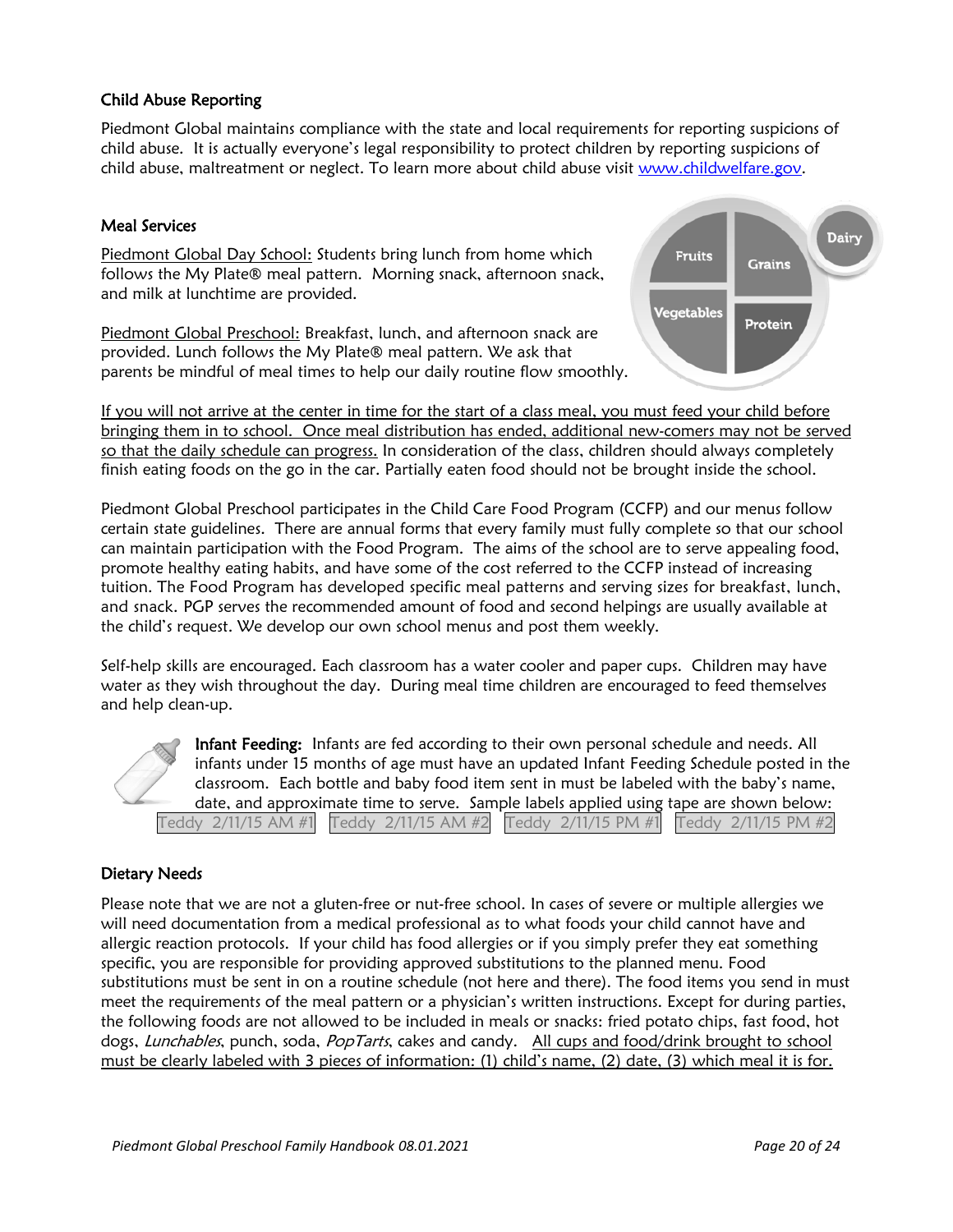## Child Abuse Reporting

Piedmont Global maintains compliance with the state and local requirements for reporting suspicions of child abuse. It is actually everyone's legal responsibility to protect children by reporting suspicions of child abuse, maltreatment or neglect. To learn more about child abuse visit [www.childwelfare.gov](http://www.childwelfare.gov).

## Meal Services

Piedmont Global Day School: Students bring lunch from home which follows the My Plate® meal pattern. Morning snack, afternoon snack, and milk at lunchtime are provided.

Piedmont Global Preschool: Breakfast, lunch, and afternoon snack are provided. Lunch follows the My Plate® meal pattern. We ask that parents be mindful of meal times to help our daily routine flow smoothly.

If you will not arrive at the center in time for the start of a class meal, you must feed your child before bringing them in to school. Once meal distribution has ended, additional new-comers may not be served so that the daily schedule can progress. In consideration of the class, children should always completely finish eating foods on the go in the car. Partially eaten food should not be brought inside the school.

Piedmont Global Preschool participates in the Child Care Food Program (CCFP) and our menus follow certain state guidelines. There are annual forms that every family must fully complete so that our school can maintain participation with the Food Program. The aims of the school are to serve appealing food, promote healthy eating habits, and have some of the cost referred to the CCFP instead of increasing tuition. The Food Program has developed specific meal patterns and serving sizes for breakfast, lunch, and snack. PGP serves the recommended amount of food and second helpings are usually available at the child's request. We develop our own school menus and post them weekly.

Self-help skills are encouraged. Each classroom has a water cooler and paper cups. Children may have water as they wish throughout the day. During meal time children are encouraged to feed themselves and help clean-up.

**Infant Feeding:** Infants are fed according to their own personal schedule and needs. All infants under 15 months of age must have an updated Infant Feeding Schedule posted in the classroom. Each bottle and baby food item sent in must be labeled with the baby's name, date, and approximate time to serve. Sample labels applied using tape are shown below:

Teddy 2/11/15 AM #1 | Teddy 2/11/15 AM #2 | Teddy 2/11/15 PM #1 | Teddy 2/11/15 PM #2

## Dietary Needs

Please note that we are not a gluten-free or nut-free school. In cases of severe or multiple allergies we will need documentation from a medical professional as to what foods your child cannot have and allergic reaction protocols. If your child has food allergies or if you simply prefer they eat something specific, you are responsible for providing approved substitutions to the planned menu. Food substitutions must be sent in on a routine schedule (not here and there). The food items you send in must meet the requirements of the meal pattern or a physician's written instructions. Except for during parties, the following foods are not allowed to be included in meals or snacks: fried potato chips, fast food, hot dogs, *Lunchables*, punch, soda, *PopTarts*, cakes and candy. All cups and food/drink brought to school must be clearly labeled with 3 pieces of information: (1) child's name, (2) date, (3) which meal it is for.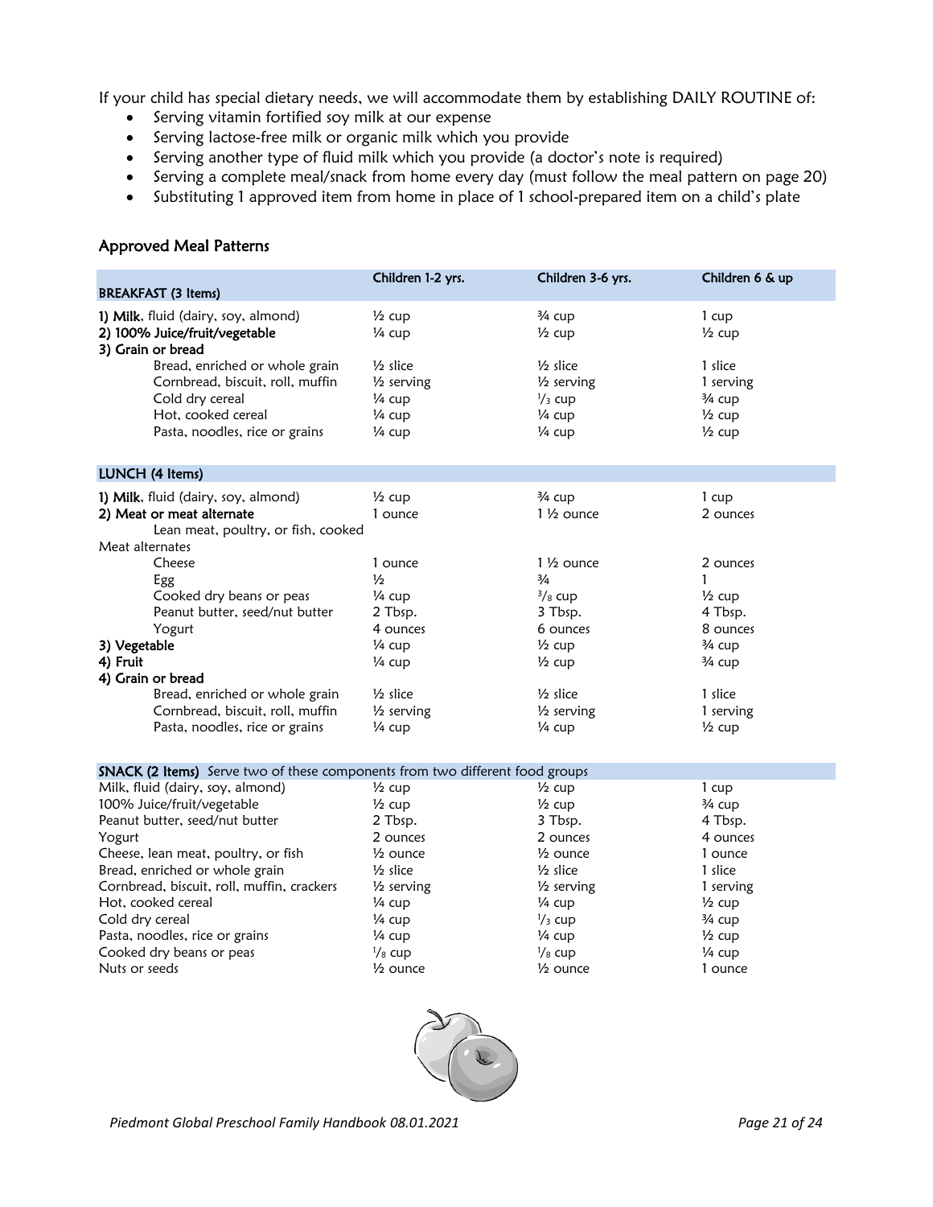If your child has special dietary needs, we will accommodate them by establishing DAILY ROUTINE of:

- Serving vitamin fortified soy milk at our expense
- Serving lactose-free milk or organic milk which you provide
- Serving another type of fluid milk which you provide (a doctor's note is required)
- Serving a complete meal/snack from home every day (must follow the meal pattern on page 20)
- Substituting 1 approved item from home in place of 1 school-prepared item on a child's plate

## Approved Meal Patterns

| BREAKFAST (3 Items) | Children 1-2 yrs. | Children 3-6 yrs. | Children 6 & up |
|---|---|---|---|
| **1) Milk**, fluid (dairy, soy, almond) | ½ cup | ¾ cup | 1 cup |
| **2) 100% Juice/fruit/vegetable** | ¼ cup | ½ cup | ½ cup |
| **3) Grain or bread** | | | |
| Bread, enriched or whole grain | ½ slice | ½ slice | 1 slice |
| Cornbread, biscuit, roll, muffin | ½ serving | ½ serving | 1 serving |
| Cold dry cereal | ¼ cup | ⅓ cup | ¾ cup |
| Hot, cooked cereal | ¼ cup | ¼ cup | ½ cup |
| Pasta, noodles, rice or grains | ¼ cup | ¼ cup | ½ cup |

| LUNCH (4 Items) | Children 1-2 yrs. | Children 3-6 yrs. | Children 6 & up |
|---|---|---|---|
| **1) Milk**, fluid (dairy, soy, almond) | ½ cup | ¾ cup | 1 cup |
| **2) Meat or meat alternate** | 1 ounce | 1 ½ ounce | 2 ounces |
| Lean meat, poultry, or fish, cooked | | | |
| Meat alternates | | | |
| Cheese | 1 ounce | 1 ½ ounce | 2 ounces |
| Egg | ½ | ¾ | 1 |
| Cooked dry beans or peas | ¼ cup | ⅜ cup | ½ cup |
| Peanut butter, seed/nut butter | 2 Tbsp. | 3 Tbsp. | 4 Tbsp. |
| Yogurt | 4 ounces | 6 ounces | 8 ounces |
| **3) Vegetable** | ¼ cup | ½ cup | ¾ cup |
| **4) Fruit** | ¼ cup | ½ cup | ¾ cup |
| **4) Grain or bread** | | | |
| Bread, enriched or whole grain | ½ slice | ½ slice | 1 slice |
| Cornbread, biscuit, roll, muffin | ½ serving | ½ serving | 1 serving |
| Pasta, noodles, rice or grains | ¼ cup | ¼ cup | ½ cup |

| **SNACK (2 Items)** Serve two of these components from two different food groups | Children 1-2 yrs. | Children 3-6 yrs. | Children 6 & up |
|---|---|---|---|
| Milk, fluid (dairy, soy, almond) | ½ cup | ½ cup | 1 cup |
| 100% Juice/fruit/vegetable | ½ cup | ½ cup | ¾ cup |
| Peanut butter, seed/nut butter | 2 Tbsp. | 3 Tbsp. | 4 Tbsp. |
| Yogurt | 2 ounces | 2 ounces | 4 ounces |
| Cheese, lean meat, poultry, or fish | ½ ounce | ½ ounce | 1 ounce |
| Bread, enriched or whole grain | ½ slice | ½ slice | 1 slice |
| Cornbread, biscuit, roll, muffin, crackers | ½ serving | ½ serving | 1 serving |
| Hot, cooked cereal | ¼ cup | ¼ cup | ½ cup |
| Cold dry cereal | ¼ cup | ⅓ cup | ¾ cup |
| Pasta, noodles, rice or grains | ¼ cup | ¼ cup | ½ cup |
| Cooked dry beans or peas | ⅛ cup | ⅛ cup | ¼ cup |
| Nuts or seeds | ½ ounce | ½ ounce | 1 ounce |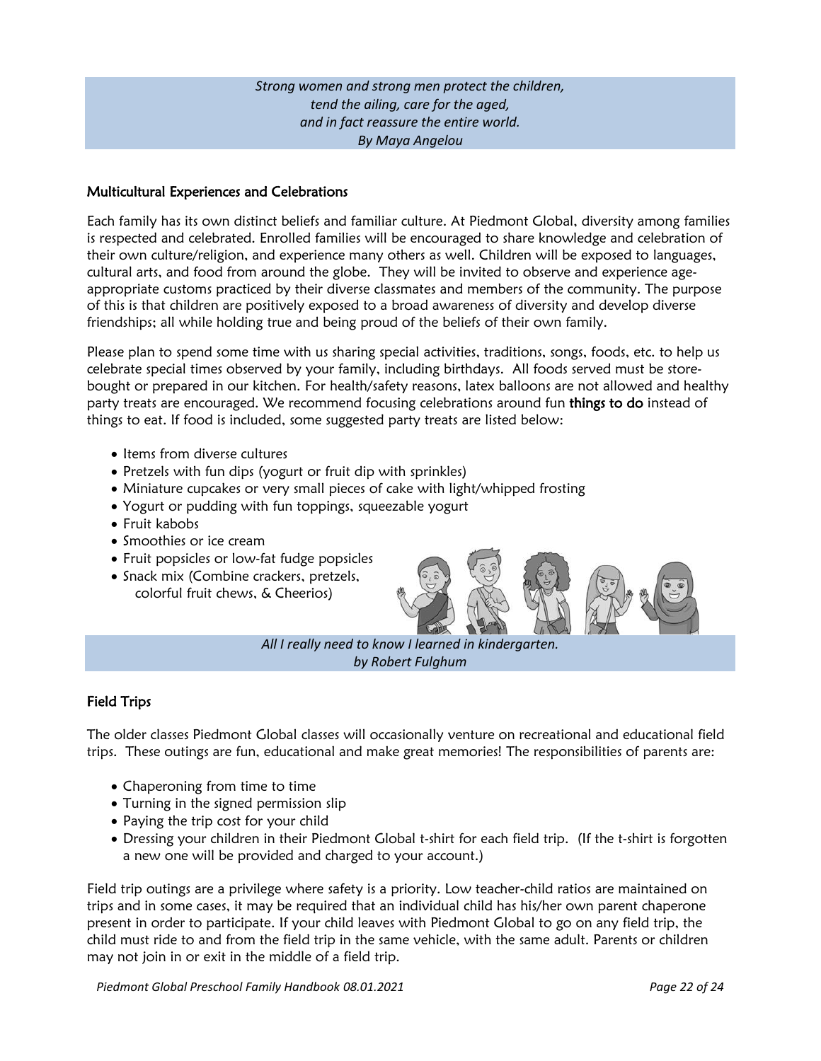*Strong women and strong men protect the children,*
*tend the ailing, care for the aged,*
*and in fact reassure the entire world.*
*By Maya Angelou*

## Multicultural Experiences and Celebrations

Each family has its own distinct beliefs and familiar culture. At Piedmont Global, diversity among families is respected and celebrated. Enrolled families will be encouraged to share knowledge and celebration of their own culture/religion, and experience many others as well. Children will be exposed to languages, cultural arts, and food from around the globe. They will be invited to observe and experience age-appropriate customs practiced by their diverse classmates and members of the community. The purpose of this is that children are positively exposed to a broad awareness of diversity and develop diverse friendships; all while holding true and being proud of the beliefs of their own family.

Please plan to spend some time with us sharing special activities, traditions, songs, foods, etc. to help us celebrate special times observed by your family, including birthdays. All foods served must be store-bought or prepared in our kitchen. For health/safety reasons, latex balloons are not allowed and healthy party treats are encouraged. We recommend focusing celebrations around fun **things to do** instead of things to eat. If food is included, some suggested party treats are listed below:

- Items from diverse cultures
- Pretzels with fun dips (yogurt or fruit dip with sprinkles)
- Miniature cupcakes or very small pieces of cake with light/whipped frosting
- Yogurt or pudding with fun toppings, squeezable yogurt
- Fruit kabobs
- Smoothies or ice cream
- Fruit popsicles or low-fat fudge popsicles
- Snack mix (Combine crackers, pretzels, colorful fruit chews, & Cheerios)

*All I really need to know I learned in kindergarten.*
*by Robert Fulghum*

## Field Trips

The older classes Piedmont Global classes will occasionally venture on recreational and educational field trips. These outings are fun, educational and make great memories! The responsibilities of parents are:

- Chaperoning from time to time
- Turning in the signed permission slip
- Paying the trip cost for your child
- Dressing your children in their Piedmont Global t-shirt for each field trip. (If the t-shirt is forgotten a new one will be provided and charged to your account.)

Field trip outings are a privilege where safety is a priority. Low teacher-child ratios are maintained on trips and in some cases, it may be required that an individual child has his/her own parent chaperone present in order to participate. If your child leaves with Piedmont Global to go on any field trip, the child must ride to and from the field trip in the same vehicle, with the same adult. Parents or children may not join in or exit in the middle of a field trip.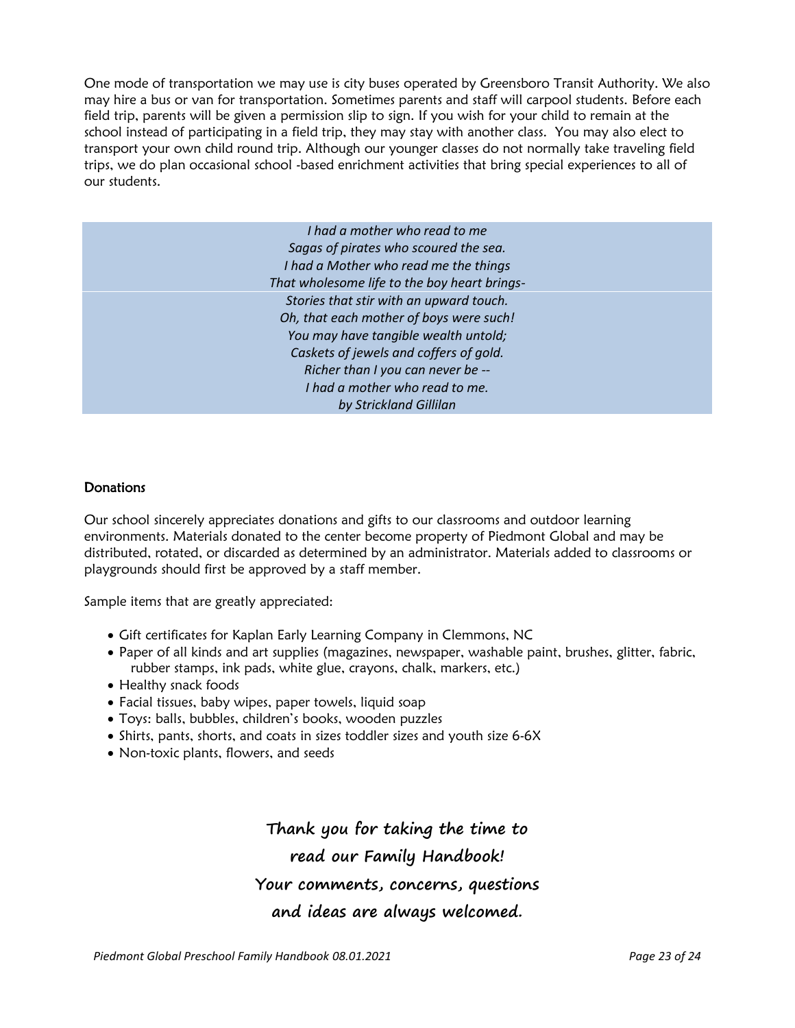One mode of transportation we may use is city buses operated by Greensboro Transit Authority. We also may hire a bus or van for transportation. Sometimes parents and staff will carpool students. Before each field trip, parents will be given a permission slip to sign. If you wish for your child to remain at the school instead of participating in a field trip, they may stay with another class. You may also elect to transport your own child round trip. Although our younger classes do not normally take traveling field trips, we do plan occasional school -based enrichment activities that bring special experiences to all of our students.

*I had a mother who read to me*
*Sagas of pirates who scoured the sea.*
*I had a Mother who read me the things*
*That wholesome life to the boy heart brings-*
*Stories that stir with an upward touch.*
*Oh, that each mother of boys were such!*
*You may have tangible wealth untold;*
*Caskets of jewels and coffers of gold.*
*Richer than I you can never be --*
*I had a mother who read to me.*
*by Strickland Gillilan*

### Donations

Our school sincerely appreciates donations and gifts to our classrooms and outdoor learning environments. Materials donated to the center become property of Piedmont Global and may be distributed, rotated, or discarded as determined by an administrator. Materials added to classrooms or playgrounds should first be approved by a staff member.

Sample items that are greatly appreciated:

- Gift certificates for Kaplan Early Learning Company in Clemmons, NC
- Paper of all kinds and art supplies (magazines, newspaper, washable paint, brushes, glitter, fabric, rubber stamps, ink pads, white glue, crayons, chalk, markers, etc.)
- Healthy snack foods
- Facial tissues, baby wipes, paper towels, liquid soap
- Toys: balls, bubbles, children's books, wooden puzzles
- Shirts, pants, shorts, and coats in sizes toddler sizes and youth size 6-6X
- Non-toxic plants, flowers, and seeds

**Thank you for taking the time to read our Family Handbook! Your comments, concerns, questions and ideas are always welcomed.**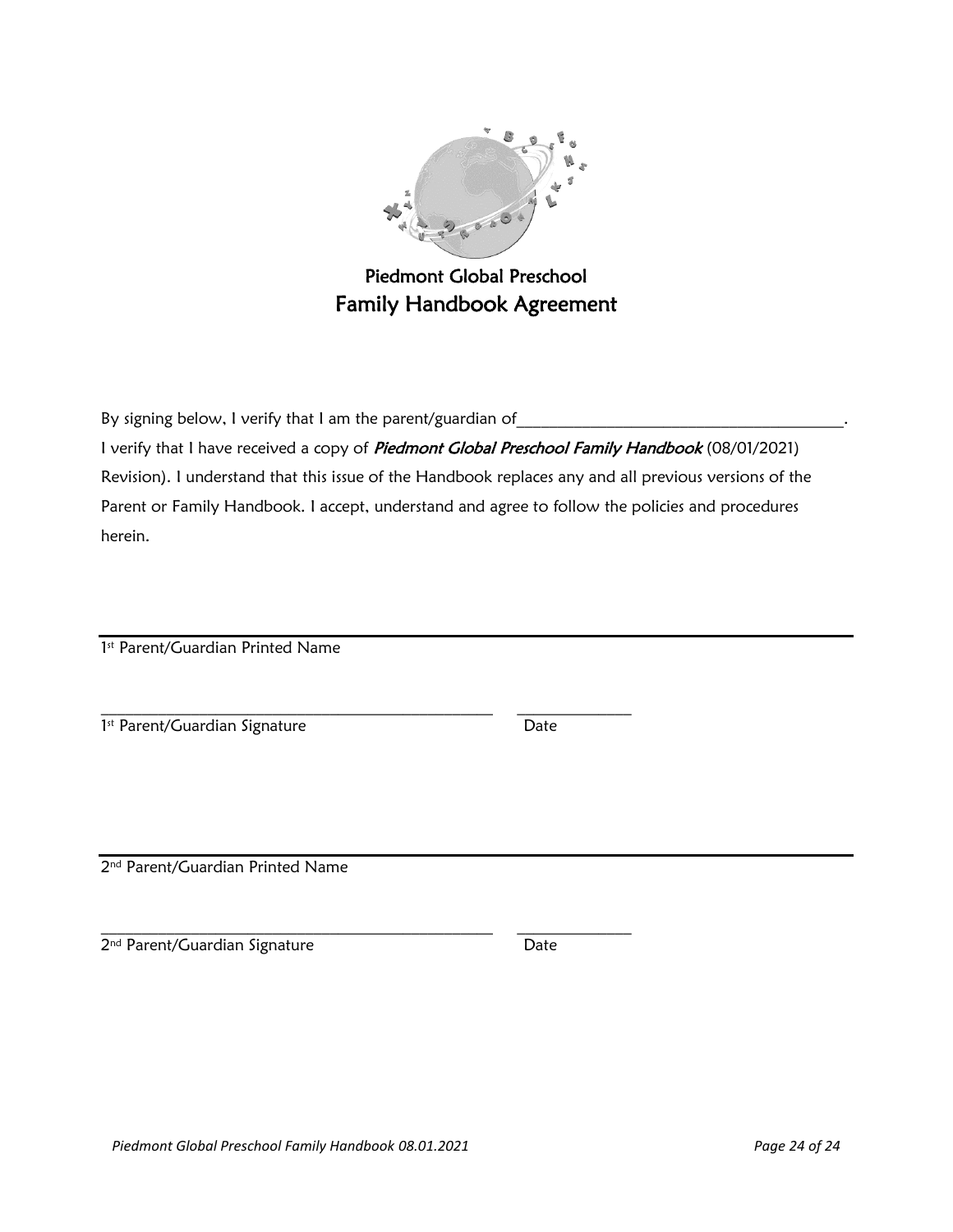# Piedmont Global Preschool
## Family Handbook Agreement

By signing below, I verify that I am the parent/guardian of_______________________________________.
I verify that I have received a copy of ***Piedmont Global Preschool Family Handbook*** (08/01/2021) Revision). I understand that this issue of the Handbook replaces any and all previous versions of the Parent or Family Handbook. I accept, understand and agree to follow the policies and procedures herein.

_______________________________________________________________
1st Parent/Guardian Printed Name

_________________________________________________ ______________
1st Parent/Guardian Signature Date

_______________________________________________________________
2nd Parent/Guardian Printed Name

_________________________________________________ ______________
2nd Parent/Guardian Signature Date